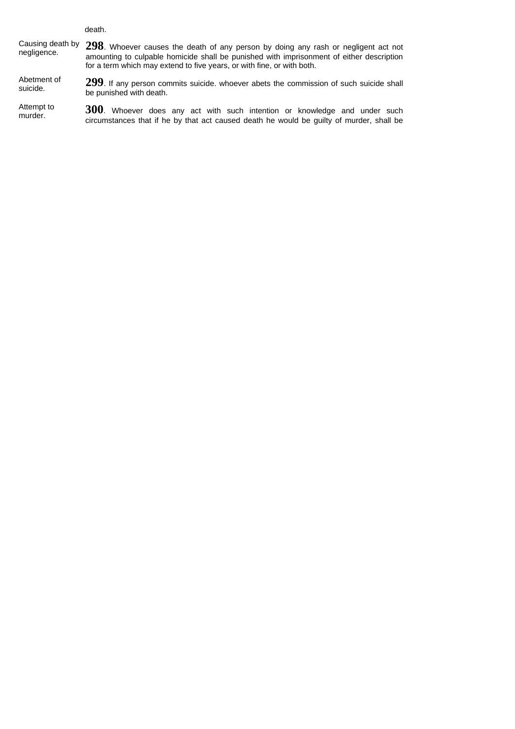death.

Causing death by negligence.

**298**. Whoever causes the death of any person by doing any rash or negligent act not amounting to culpable homicide shall be punished with imprisonment of either description for a term which may extend to five years, or with fine, or with both.

Abetment of suicide.

**299**. If any person commits suicide. whoever abets the commission of such suicide shall be punished with death.

Attempt to murder.

**300**. Whoever does any act with such intention or knowledge and under such circumstances that if he by that act caused death he would be guilty of murder, shall be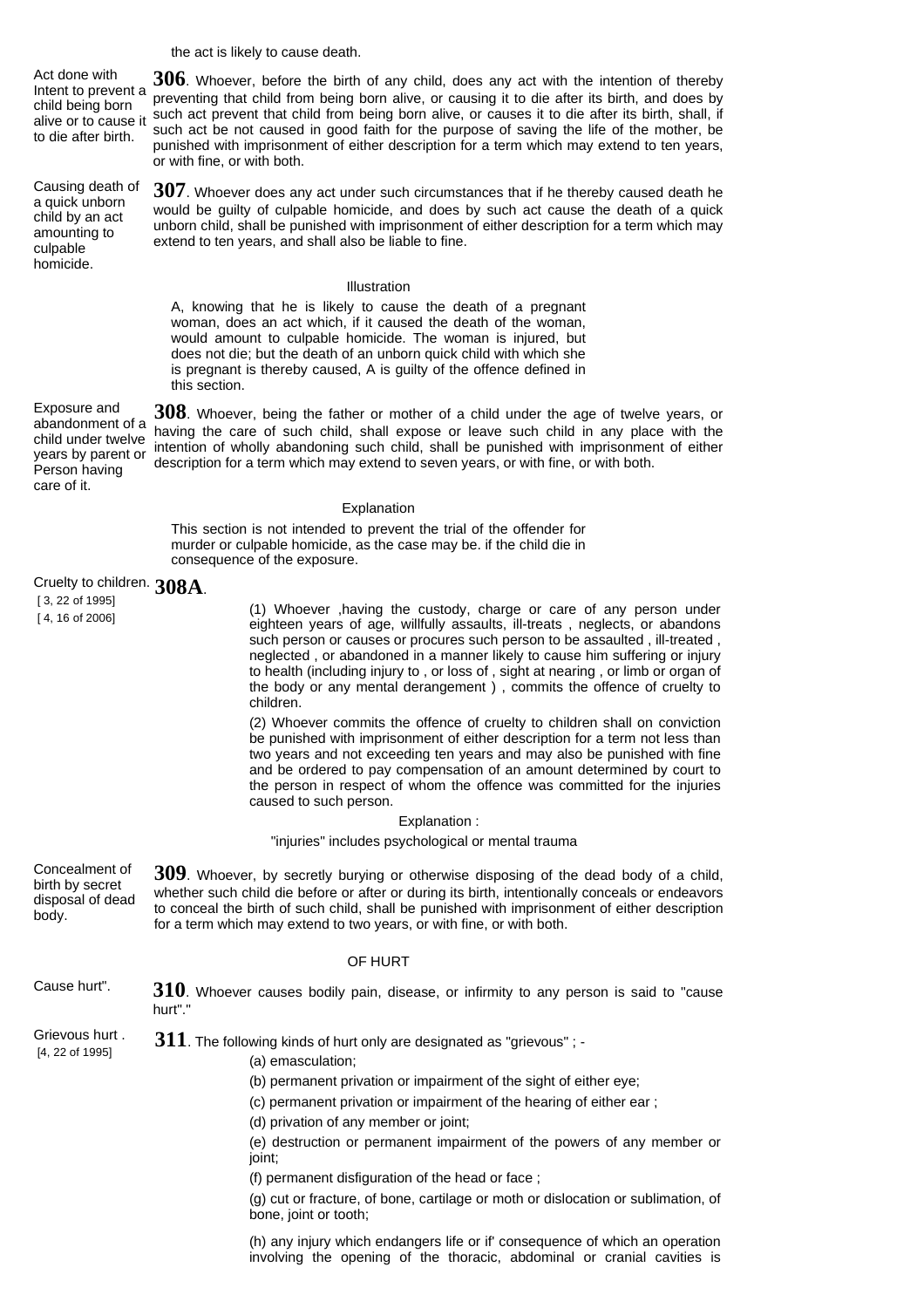the act is likely to cause death.

Act done with Intent to prevent a child being born alive or to cause it to die after birth.

**306**. Whoever, before the birth of any child, does any act with the intention of thereby preventing that child from being born alive, or causing it to die after its birth, and does by such act prevent that child from being born alive, or causes it to die after its birth, shall, if such act be not caused in good faith for the purpose of saving the life of the mother, be punished with imprisonment of either description for a term which may extend to ten years, or with fine, or with both.

Causing death of a quick unborn child by an act amounting to culpable homicide.

**307**. Whoever does any act under such circumstances that if he thereby caused death he would be guilty of culpable homicide, and does by such act cause the death of a quick unborn child, shall be punished with imprisonment of either description for a term which may extend to ten years, and shall also be liable to fine.

Illustration

A, knowing that he is likely to cause the death of a pregnant woman, does an act which, if it caused the death of the woman, would amount to culpable homicide. The woman is injured, but does not die; but the death of an unborn quick child with which she is pregnant is thereby caused, A is guilty of the offence defined in this section.

Exposure and abandonment of a child under twelve years by parent or Person having care of it.

**308**. Whoever, being the father or mother of a child under the age of twelve years, or having the care of such child, shall expose or leave such child in any place with the intention of wholly abandoning such child, shall be punished with imprisonment of either description for a term which may extend to seven years, or with fine, or with both.

Explanation

This section is not intended to prevent the trial of the offender for murder or culpable homicide, as the case may be. if the child die in consequence of the exposure.

Cruelty to children. **308A**.

[ 3, 22 of 1995]
[ 4, 16 of 2006]

(1) Whoever ,having the custody, charge or care of any person under eighteen years of age, willfully assaults, ill-treats , neglects, or abandons such person or causes or procures such person to be assaulted , ill-treated , neglected , or abandoned in a manner likely to cause him suffering or injury to health (including injury to , or loss of , sight at nearing , or limb or organ of the body or any mental derangement ) , commits the offence of cruelty to children.

(2) Whoever commits the offence of cruelty to children shall on conviction be punished with imprisonment of either description for a term not less than two years and not exceeding ten years and may also be punished with fine and be ordered to pay compensation of an amount determined by court to the person in respect of whom the offence was committed for the injuries caused to such person.

Explanation :

"injuries" includes psychological or mental trauma

Concealment of birth by secret disposal of dead body.

**309**. Whoever, by secretly burying or otherwise disposing of the dead body of a child, whether such child die before or after or during its birth, intentionally conceals or endeavors to conceal the birth of such child, shall be punished with imprisonment of either description for a term which may extend to two years, or with fine, or with both.

## OF HURT

Cause hurt".

**310**. Whoever causes bodily pain, disease, or infirmity to any person is said to "cause hurt"."

Grievous hurt .
[4, 22 of 1995]

**311**. The following kinds of hurt only are designated as "grievous" ; -

(a) emasculation;

(b) permanent privation or impairment of the sight of either eye;

(c) permanent privation or impairment of the hearing of either ear ;

(d) privation of any member or joint;

(e) destruction or permanent impairment of the powers of any member or joint;

(f) permanent disfiguration of the head or face ;

(g) cut or fracture, of bone, cartilage or moth or dislocation or sublimation, of bone, joint or tooth;

(h) any injury which endangers life or if' consequence of which an operation involving the opening of the thoracic, abdominal or cranial cavities is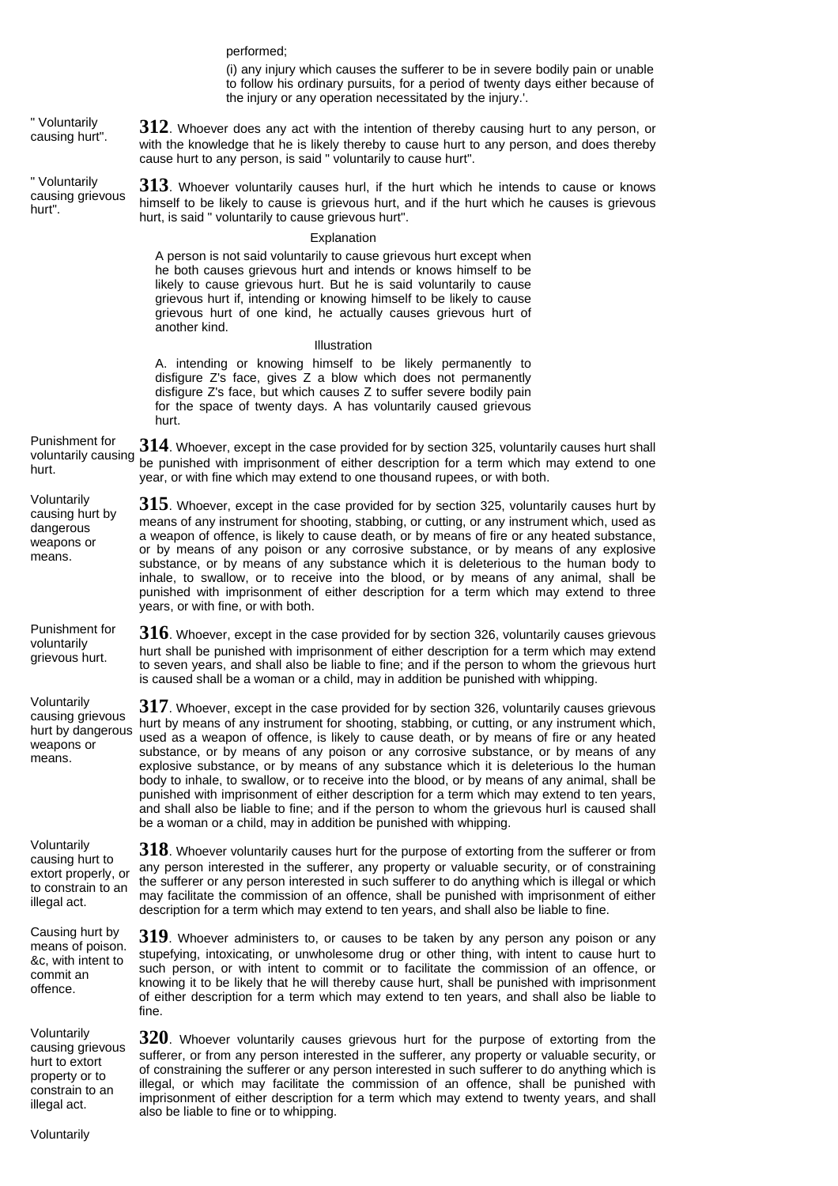performed;

(i) any injury which causes the sufferer to be in severe bodily pain or unable to follow his ordinary pursuits, for a period of twenty days either because of the injury or any operation necessitated by the injury.'.

" Voluntarily causing hurt".

**312**. Whoever does any act with the intention of thereby causing hurt to any person, or with the knowledge that he is likely thereby to cause hurt to any person, and does thereby cause hurt to any person, is said " voluntarily to cause hurt".

" Voluntarily causing grievous hurt".

**313**. Whoever voluntarily causes hurl, if the hurt which he intends to cause or knows himself to be likely to cause is grievous hurt, and if the hurt which he causes is grievous hurt, is said " voluntarily to cause grievous hurt".

Explanation

A person is not said voluntarily to cause grievous hurt except when he both causes grievous hurt and intends or knows himself to be likely to cause grievous hurt. But he is said voluntarily to cause grievous hurt if, intending or knowing himself to be likely to cause grievous hurt of one kind, he actually causes grievous hurt of another kind.

Illustration

A. intending or knowing himself to be likely permanently to disfigure Z's face, gives Z a blow which does not permanently disfigure Z's face, but which causes Z to suffer severe bodily pain for the space of twenty days. A has voluntarily caused grievous hurt.

Punishment for voluntarily causing hurt.

**314**. Whoever, except in the case provided for by section 325, voluntarily causes hurt shall be punished with imprisonment of either description for a term which may extend to one year, or with fine which may extend to one thousand rupees, or with both.

Voluntarily causing hurt by dangerous weapons or means.

**315**. Whoever, except in the case provided for by section 325, voluntarily causes hurt by means of any instrument for shooting, stabbing, or cutting, or any instrument which, used as a weapon of offence, is likely to cause death, or by means of fire or any heated substance, or by means of any poison or any corrosive substance, or by means of any explosive substance, or by means of any substance which it is deleterious to the human body to inhale, to swallow, or to receive into the blood, or by means of any animal, shall be punished with imprisonment of either description for a term which may extend to three years, or with fine, or with both.

Punishment for voluntarily grievous hurt.

**316**. Whoever, except in the case provided for by section 326, voluntarily causes grievous hurt shall be punished with imprisonment of either description for a term which may extend to seven years, and shall also be liable to fine; and if the person to whom the grievous hurt is caused shall be a woman or a child, may in addition be punished with whipping.

Voluntarily causing grievous hurt by dangerous weapons or means.

**317**. Whoever, except in the case provided for by section 326, voluntarily causes grievous hurt by means of any instrument for shooting, stabbing, or cutting, or any instrument which, used as a weapon of offence, is likely to cause death, or by means of fire or any heated substance, or by means of any poison or any corrosive substance, or by means of any explosive substance, or by means of any substance which it is deleterious lo the human body to inhale, to swallow, or to receive into the blood, or by means of any animal, shall be punished with imprisonment of either description for a term which may extend to ten years, and shall also be liable to fine; and if the person to whom the grievous hurl is caused shall be a woman or a child, may in addition be punished with whipping.

Voluntarily causing hurt to extort properly, or to constrain to an illegal act.

**318**. Whoever voluntarily causes hurt for the purpose of extorting from the sufferer or from any person interested in the sufferer, any property or valuable security, or of constraining the sufferer or any person interested in such sufferer to do anything which is illegal or which may facilitate the commission of an offence, shall be punished with imprisonment of either description for a term which may extend to ten years, and shall also be liable to fine.

Causing hurt by means of poison. &c, with intent to commit an offence.

**319**. Whoever administers to, or causes to be taken by any person any poison or any stupefying, intoxicating, or unwholesome drug or other thing, with intent to cause hurt to such person, or with intent to commit or to facilitate the commission of an offence, or knowing it to be likely that he will thereby cause hurt, shall be punished with imprisonment of either description for a term which may extend to ten years, and shall also be liable to fine.

Voluntarily causing grievous hurt to extort property or to constrain to an illegal act.

**320**. Whoever voluntarily causes grievous hurt for the purpose of extorting from the sufferer, or from any person interested in the sufferer, any property or valuable security, or of constraining the sufferer or any person interested in such sufferer to do anything which is illegal, or which may facilitate the commission of an offence, shall be punished with imprisonment of either description for a term which may extend to twenty years, and shall also be liable to fine or to whipping.

Voluntarily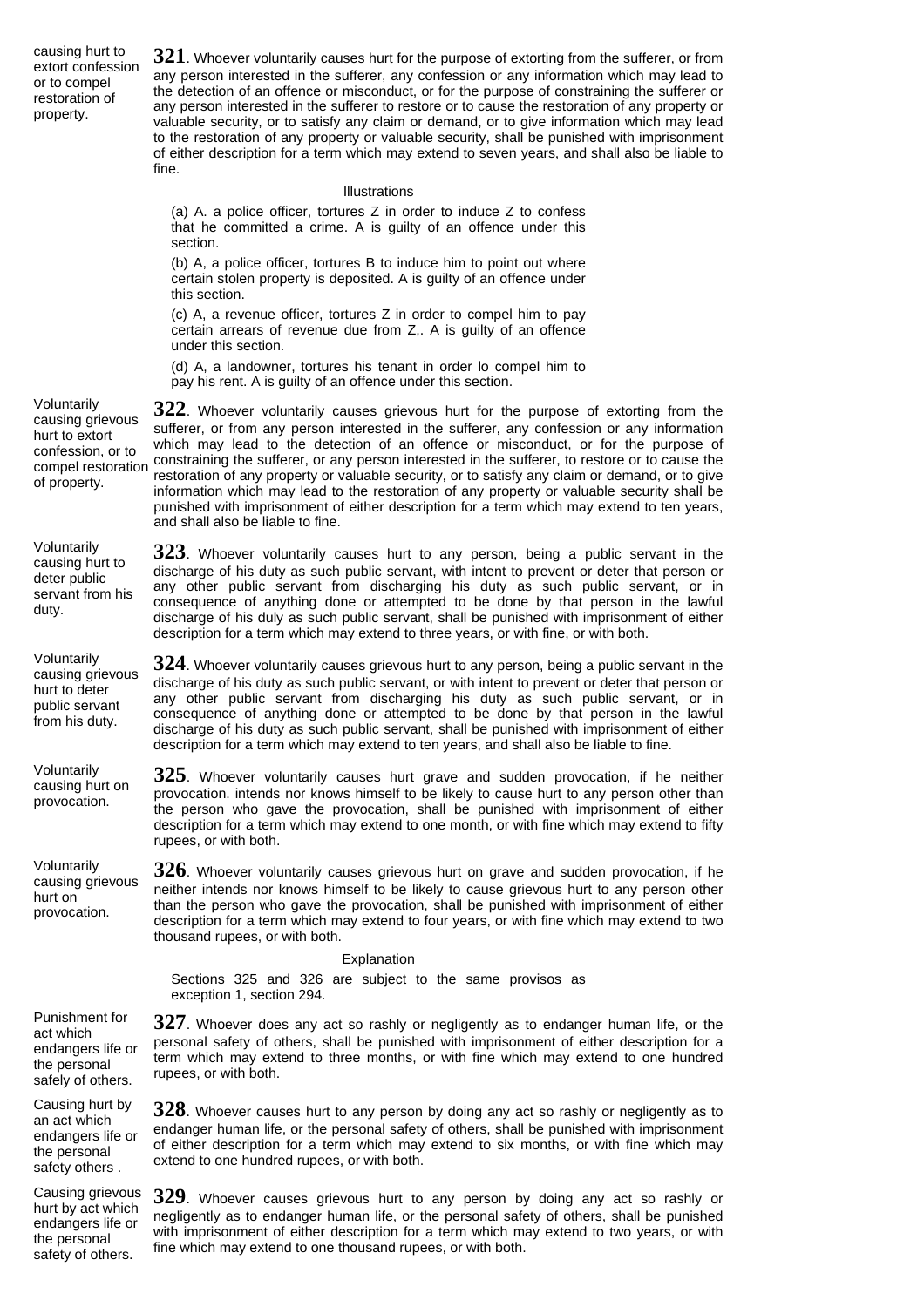causing hurt to extort confession or to compel restoration of property.

**321**. Whoever voluntarily causes hurt for the purpose of extorting from the sufferer, or from any person interested in the sufferer, any confession or any information which may lead to the detection of an offence or misconduct, or for the purpose of constraining the sufferer or any person interested in the sufferer to restore or to cause the restoration of any property or valuable security, or to satisfy any claim or demand, or to give information which may lead to the restoration of any property or valuable security, shall be punished with imprisonment of either description for a term which may extend to seven years, and shall also be liable to fine.

Illustrations

(a) A. a police officer, tortures Z in order to induce Z to confess that he committed a crime. A is guilty of an offence under this section.

(b) A, a police officer, tortures B to induce him to point out where certain stolen property is deposited. A is guilty of an offence under this section.

(c) A, a revenue officer, tortures Z in order to compel him to pay certain arrears of revenue due from Z,. A is guilty of an offence under this section.

(d) A, a landowner, tortures his tenant in order lo compel him to pay his rent. A is guilty of an offence under this section.

Voluntarily causing grievous hurt to extort confession, or to compel restoration of property.

**322**. Whoever voluntarily causes grievous hurt for the purpose of extorting from the sufferer, or from any person interested in the sufferer, any confession or any information which may lead to the detection of an offence or misconduct, or for the purpose of constraining the sufferer, or any person interested in the sufferer, to restore or to cause the restoration of any property or valuable security, or to satisfy any claim or demand, or to give information which may lead to the restoration of any property or valuable security shall be punished with imprisonment of either description for a term which may extend to ten years, and shall also be liable to fine.

Voluntarily causing hurt to deter public servant from his duty.

**323**. Whoever voluntarily causes hurt to any person, being a public servant in the discharge of his duty as such public servant, with intent to prevent or deter that person or any other public servant from discharging his duty as such public servant, or in consequence of anything done or attempted to be done by that person in the lawful discharge of his duly as such public servant, shall be punished with imprisonment of either description for a term which may extend to three years, or with fine, or with both.

Voluntarily causing grievous hurt to deter public servant from his duty.

**324**. Whoever voluntarily causes grievous hurt to any person, being a public servant in the discharge of his duty as such public servant, or with intent to prevent or deter that person or any other public servant from discharging his duty as such public servant, or in consequence of anything done or attempted to be done by that person in the lawful discharge of his duty as such public servant, shall be punished with imprisonment of either description for a term which may extend to ten years, and shall also be liable to fine.

Voluntarily causing hurt on provocation.

**325**. Whoever voluntarily causes hurt grave and sudden provocation, if he neither provocation. intends nor knows himself to be likely to cause hurt to any person other than the person who gave the provocation, shall be punished with imprisonment of either description for a term which may extend to one month, or with fine which may extend to fifty rupees, or with both.

Voluntarily causing grievous hurt on provocation.

**326**. Whoever voluntarily causes grievous hurt on grave and sudden provocation, if he neither intends nor knows himself to be likely to cause grievous hurt to any person other than the person who gave the provocation, shall be punished with imprisonment of either description for a term which may extend to four years, or with fine which may extend to two thousand rupees, or with both.

Explanation

Sections 325 and 326 are subject to the same provisos as exception 1, section 294.

Punishment for act which endangers life or the personal safely of others.

**327**. Whoever does any act so rashly or negligently as to endanger human life, or the personal safety of others, shall be punished with imprisonment of either description for a term which may extend to three months, or with fine which may extend to one hundred rupees, or with both.

Causing hurt by an act which endangers life or the personal safety others .

**328**. Whoever causes hurt to any person by doing any act so rashly or negligently as to endanger human life, or the personal safety of others, shall be punished with imprisonment of either description for a term which may extend to six months, or with fine which may extend to one hundred rupees, or with both.

Causing grievous hurt by act which endangers life or the personal safety of others.

**329**. Whoever causes grievous hurt to any person by doing any act so rashly or negligently as to endanger human life, or the personal safety of others, shall be punished with imprisonment of either description for a term which may extend to two years, or with fine which may extend to one thousand rupees, or with both.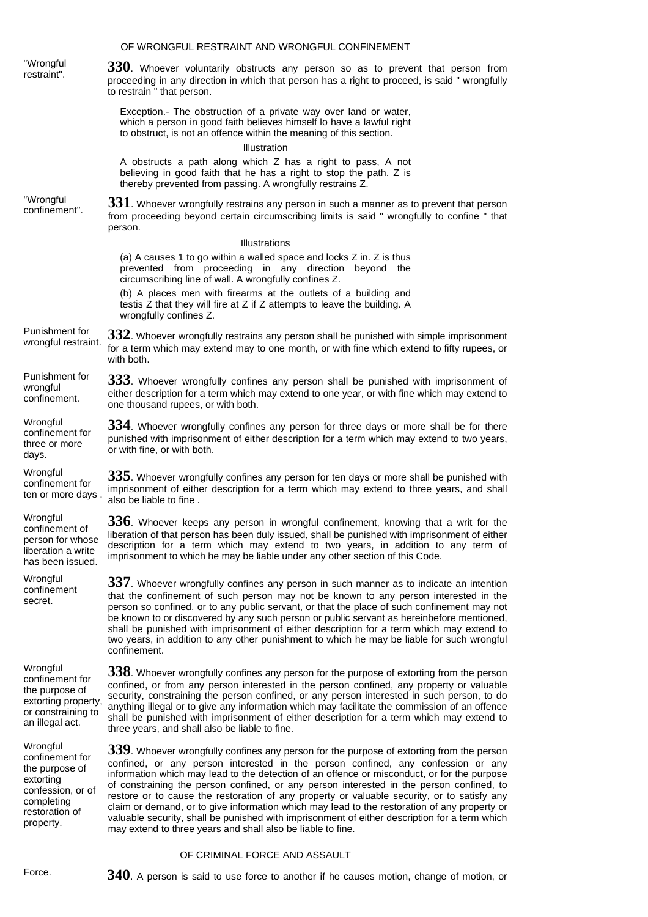### OF WRONGFUL RESTRAINT AND WRONGFUL CONFINEMENT

"Wrongful restraint".

**330**. Whoever voluntarily obstructs any person so as to prevent that person from proceeding in any direction in which that person has a right to proceed, is said " wrongfully to restrain " that person.

Exception.- The obstruction of a private way over land or water, which a person in good faith believes himself lo have a lawful right to obstruct, is not an offence within the meaning of this section.

Illustration

A obstructs a path along which Z has a right to pass, A not believing in good faith that he has a right to stop the path. Z is thereby prevented from passing. A wrongfully restrains Z.

"Wrongful confinement".

**331**. Whoever wrongfully restrains any person in such a manner as to prevent that person from proceeding beyond certain circumscribing limits is said " wrongfully to confine " that person.

Illustrations

(a) A causes 1 to go within a walled space and locks Z in. Z is thus prevented from proceeding in any direction beyond the circumscribing line of wall. A wrongfully confines Z.

(b) A places men with firearms at the outlets of a building and testis Z that they will fire at Z if Z attempts to leave the building. A wrongfully confines Z.

Punishment for wrongful restraint.

**332**. Whoever wrongfully restrains any person shall be punished with simple imprisonment for a term which may extend may to one month, or with fine which extend to fifty rupees, or with both.

Punishment for wrongful confinement.

**333**. Whoever wrongfully confines any person shall be punished with imprisonment of either description for a term which may extend to one year, or with fine which may extend to one thousand rupees, or with both.

Wrongful confinement for three or more days.

**334**. Whoever wrongfully confines any person for three days or more shall be for there punished with imprisonment of either description for a term which may extend to two years, or with fine, or with both.

Wrongful confinement for ten or more days .

**335**. Whoever wrongfully confines any person for ten days or more shall be punished with imprisonment of either description for a term which may extend to three years, and shall also be liable to fine .

Wrongful confinement of person for whose liberation a write has been issued.

**336**. Whoever keeps any person in wrongful confinement, knowing that a writ for the liberation of that person has been duly issued, shall be punished with imprisonment of either description for a term which may extend to two years, in addition to any term of imprisonment to which he may be liable under any other section of this Code.

Wrongful confinement secret.

**337**. Whoever wrongfully confines any person in such manner as to indicate an intention that the confinement of such person may not be known to any person interested in the person so confined, or to any public servant, or that the place of such confinement may not be known to or discovered by any such person or public servant as hereinbefore mentioned, shall be punished with imprisonment of either description for a term which may extend to two years, in addition to any other punishment to which he may be liable for such wrongful confinement.

Wrongful confinement for the purpose of extorting property, or constraining to an illegal act.

**338**. Whoever wrongfully confines any person for the purpose of extorting from the person confined, or from any person interested in the person confined, any property or valuable security, constraining the person confined, or any person interested in such person, to do anything illegal or to give any information which may facilitate the commission of an offence shall be punished with imprisonment of either description for a term which may extend to three years, and shall also be liable to fine.

Wrongful confinement for the purpose of extorting confession, or of completing restoration of property.

**339**. Whoever wrongfully confines any person for the purpose of extorting from the person confined, or any person interested in the person confined, any confession or any information which may lead to the detection of an offence or misconduct, or for the purpose of constraining the person confined, or any person interested in the person confined, to restore or to cause the restoration of any property or valuable security, or to satisfy any claim or demand, or to give information which may lead to the restoration of any property or valuable security, shall be punished with imprisonment of either description for a term which may extend to three years and shall also be liable to fine.

### OF CRIMINAL FORCE AND ASSAULT

Force.

**340**. A person is said to use force to another if he causes motion, change of motion, or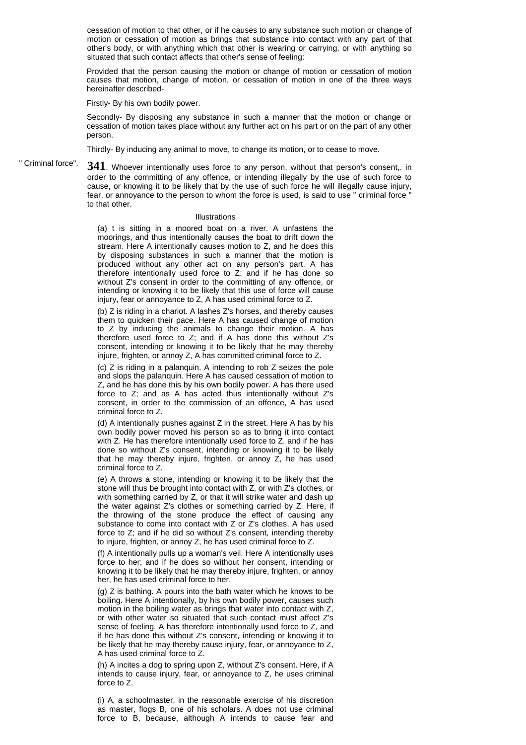cessation of motion to that other, or if he causes to any substance such motion or change of motion or cessation of motion as brings that substance into contact with any part of that other's body, or with anything which that other is wearing or carrying, or with anything so situated that such contact affects that other's sense of feeling:

Provided that the person causing the motion or change of motion or cessation of motion causes that motion, change of motion, or cessation of motion in one of the three ways hereinafter described-

Firstly- By his own bodily power.

Secondly- By disposing any substance in such a manner that the motion or change or cessation of motion takes place without any further act on his part or on the part of any other person.

Thirdly- By inducing any animal to move, to change its motion, or to cease to move.

" Criminal force".

**341**. Whoever intentionally uses force to any person, without that person's consent,. in order to the committing of any offence, or intending illegally by the use of such force to cause, or knowing it to be likely that by the use of such force he will illegally cause injury, fear, or annoyance to the person to whom the force is used, is said to use " criminal force " to that other.

Illustrations

(a) t is sitting in a moored boat on a river. A unfastens the moorings, and thus intentionally causes the boat to drift down the stream. Here A intentionally causes motion to Z, and he does this by disposing substances in such a manner that the motion is produced without any other act on any person's part. A has therefore intentionally used force to Z; and if he has done so without Z's consent in order to the committing of any offence, or intending or knowing it to be likely that this use of force will cause injury, fear or annoyance to Z, A has used criminal force to Z.

(b) Z is riding in a chariot. A lashes Z's horses, and thereby causes them to quicken their pace. Here A has caused change of motion to Z by inducing the animals to change their motion. A has therefore used force to Z; and if A has done this without Z's consent, intending or knowing it to be likely that he may thereby injure, frighten, or annoy Z, A has committed criminal force to Z.

(c) Z is riding in a palanquin. A intending to rob Z seizes the pole and slops the palanquin. Here A has caused cessation of motion to Z, and he has done this by his own bodily power. A has there used force to Z; and as A has acted thus intentionally without Z's consent, in order to the commission of an offence, A has used criminal force to Z.

(d) A intentionally pushes against Z in the street. Here A has by his own bodily power moved his person so as to bring it into contact with Z. He has therefore intentionally used force to Z, and if he has done so without Z's consent, intending or knowing it to be likely that he may thereby injure, frighten, or annoy Z, he has used criminal force to Z.

(e) A throws a stone, intending or knowing it to be likely that the stone will thus be brought into contact with Z, or with Z's clothes, or with something carried by Z, or that it will strike water and dash up the water against Z's clothes or something carried by Z. Here, if the throwing of the stone produce the effect of causing any substance to come into contact with Z or Z's clothes, A has used force to Z; and if he did so without Z's consent, intending thereby to injure, frighten, or annoy Z, he has used criminal force to Z.

(f) A intentionally pulls up a woman's veil. Here A intentionally uses force to her; and if he does so without her consent, intending or knowing it to be likely that he may thereby injure, frighten, or annoy her, he has used criminal force to her.

(g) Z is bathing. A pours into the bath water which he knows to be boiling. Here A intentionally, by his own bodily power, causes such motion in the boiling water as brings that water into contact with Z, or with other water so situated that such contact must affect Z's sense of feeling. A has therefore intentionally used force to Z, and if he has done this without Z's consent, intending or knowing it to be likely that he may thereby cause injury, fear, or annoyance to Z, A has used criminal force to Z.

(h) A incites a dog to spring upon Z, without Z's consent. Here, if A intends to cause injury, fear, or annoyance to Z, he uses criminal force to Z.

(i) A, a schoolmaster, in the reasonable exercise of his discretion as master, flogs B, one of his scholars. A does not use criminal force to B, because, although A intends to cause fear and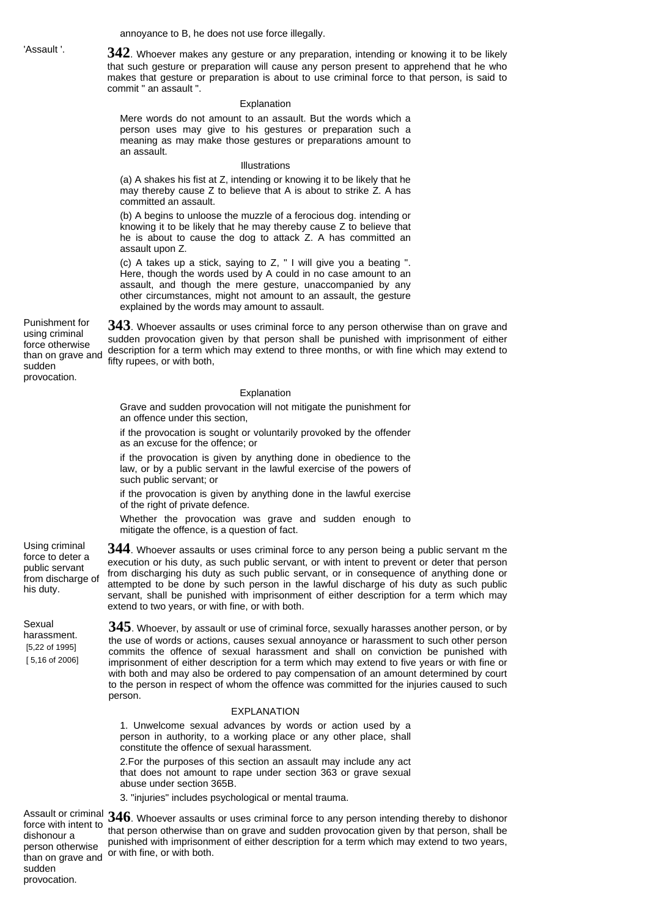annoyance to B, he does not use force illegally.

'Assault '.

**342**. Whoever makes any gesture or any preparation, intending or knowing it to be likely that such gesture or preparation will cause any person present to apprehend that he who makes that gesture or preparation is about to use criminal force to that person, is said to commit " an assault ".

Explanation

Mere words do not amount to an assault. But the words which a person uses may give to his gestures or preparation such a meaning as may make those gestures or preparations amount to an assault.

Illustrations

(a) A shakes his fist at Z, intending or knowing it to be likely that he may thereby cause Z to believe that A is about to strike Z. A has committed an assault.

(b) A begins to unloose the muzzle of a ferocious dog. intending or knowing it to be likely that he may thereby cause Z to believe that he is about to cause the dog to attack Z. A has committed an assault upon Z.

(c) A takes up a stick, saying to Z, " I will give you a beating ". Here, though the words used by A could in no case amount to an assault, and though the mere gesture, unaccompanied by any other circumstances, might not amount to an assault, the gesture explained by the words may amount to assault.

Punishment for using criminal force otherwise than on grave and sudden provocation.

**343**. Whoever assaults or uses criminal force to any person otherwise than on grave and sudden provocation given by that person shall be punished with imprisonment of either description for a term which may extend to three months, or with fine which may extend to fifty rupees, or with both,

Explanation

Grave and sudden provocation will not mitigate the punishment for an offence under this section,

if the provocation is sought or voluntarily provoked by the offender as an excuse for the offence; or

if the provocation is given by anything done in obedience to the law, or by a public servant in the lawful exercise of the powers of such public servant; or

if the provocation is given by anything done in the lawful exercise of the right of private defence.

Whether the provocation was grave and sudden enough to mitigate the offence, is a question of fact.

Using criminal force to deter a public servant from discharge of his duty.

**344**. Whoever assaults or uses criminal force to any person being a public servant m the execution or his duty, as such public servant, or with intent to prevent or deter that person from discharging his duty as such public servant, or in consequence of anything done or attempted to be done by such person in the lawful discharge of his duty as such public servant, shall be punished with imprisonment of either description for a term which may extend to two years, or with fine, or with both.

Sexual harassment.
[5,22 of 1995]
[ 5,16 of 2006]

**345**. Whoever, by assault or use of criminal force, sexually harasses another person, or by the use of words or actions, causes sexual annoyance or harassment to such other person commits the offence of sexual harassment and shall on conviction be punished with imprisonment of either description for a term which may extend to five years or with fine or with both and may also be ordered to pay compensation of an amount determined by court to the person in respect of whom the offence was committed for the injuries caused to such person.

EXPLANATION

1. Unwelcome sexual advances by words or action used by a person in authority, to a working place or any other place, shall constitute the offence of sexual harassment.

2.For the purposes of this section an assault may include any act that does not amount to rape under section 363 or grave sexual abuse under section 365B.

3. "injuries" includes psychological or mental trauma.

Assault or criminal force with intent to dishonour a person otherwise than on grave and sudden provocation.

**346**. Whoever assaults or uses criminal force to any person intending thereby to dishonor that person otherwise than on grave and sudden provocation given by that person, shall be punished with imprisonment of either description for a term which may extend to two years, or with fine, or with both.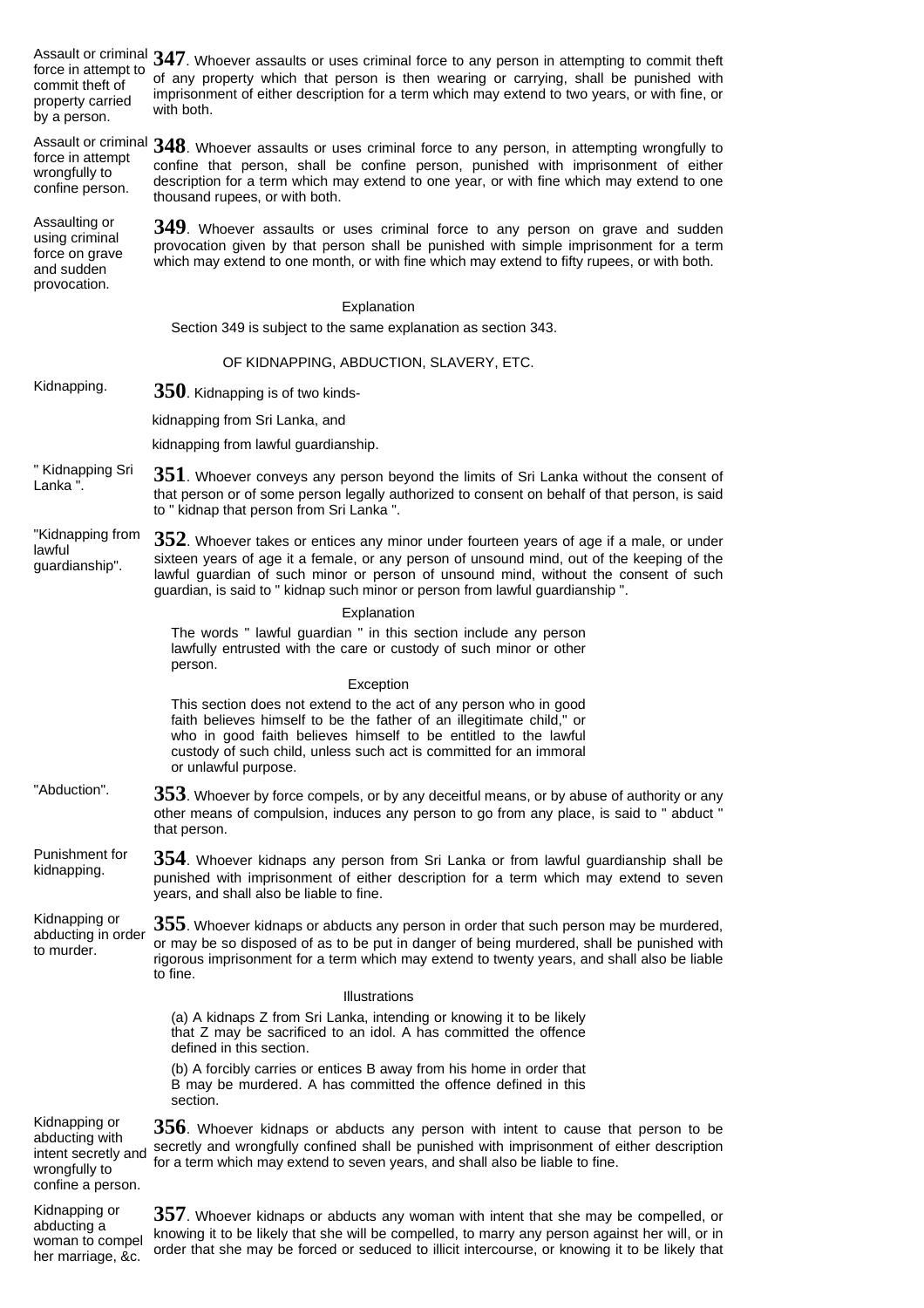Assault or criminal force in attempt to commit theft of property carried by a person.

**347**. Whoever assaults or uses criminal force to any person in attempting to commit theft of any property which that person is then wearing or carrying, shall be punished with imprisonment of either description for a term which may extend to two years, or with fine, or with both.

Assault or criminal force in attempt wrongfully to confine person.

**348**. Whoever assaults or uses criminal force to any person, in attempting wrongfully to confine that person, shall be confine person, punished with imprisonment of either description for a term which may extend to one year, or with fine which may extend to one thousand rupees, or with both.

Assaulting or using criminal force on grave and sudden provocation.

**349**. Whoever assaults or uses criminal force to any person on grave and sudden provocation given by that person shall be punished with simple imprisonment for a term which may extend to one month, or with fine which may extend to fifty rupees, or with both.

Explanation

Section 349 is subject to the same explanation as section 343.

OF KIDNAPPING, ABDUCTION, SLAVERY, ETC.

Kidnapping.

**350**. Kidnapping is of two kinds-

kidnapping from Sri Lanka, and

kidnapping from lawful guardianship.

" Kidnapping Sri Lanka ".

**351**. Whoever conveys any person beyond the limits of Sri Lanka without the consent of that person or of some person legally authorized to consent on behalf of that person, is said to " kidnap that person from Sri Lanka ".

"Kidnapping from lawful guardianship".

**352**. Whoever takes or entices any minor under fourteen years of age if a male, or under sixteen years of age it a female, or any person of unsound mind, out of the keeping of the lawful guardian of such minor or person of unsound mind, without the consent of such guardian, is said to " kidnap such minor or person from lawful guardianship ".

Explanation

The words " lawful guardian " in this section include any person lawfully entrusted with the care or custody of such minor or other person.

Exception

This section does not extend to the act of any person who in good faith believes himself to be the father of an illegitimate child," or who in good faith believes himself to be entitled to the lawful custody of such child, unless such act is committed for an immoral or unlawful purpose.

"Abduction".

**353**. Whoever by force compels, or by any deceitful means, or by abuse of authority or any other means of compulsion, induces any person to go from any place, is said to " abduct " that person.

Punishment for kidnapping.

**354**. Whoever kidnaps any person from Sri Lanka or from lawful guardianship shall be punished with imprisonment of either description for a term which may extend to seven years, and shall also be liable to fine.

Kidnapping or abducting in order to murder.

**355**. Whoever kidnaps or abducts any person in order that such person may be murdered, or may be so disposed of as to be put in danger of being murdered, shall be punished with rigorous imprisonment for a term which may extend to twenty years, and shall also be liable to fine.

Illustrations

(a) A kidnaps Z from Sri Lanka, intending or knowing it to be likely that Z may be sacrificed to an idol. A has committed the offence defined in this section.

(b) A forcibly carries or entices B away from his home in order that B may be murdered. A has committed the offence defined in this section.

Kidnapping or abducting with intent secretly and wrongfully to confine a person.

**356**. Whoever kidnaps or abducts any person with intent to cause that person to be secretly and wrongfully confined shall be punished with imprisonment of either description for a term which may extend to seven years, and shall also be liable to fine.

Kidnapping or abducting a woman to compel her marriage, &c.

**357**. Whoever kidnaps or abducts any woman with intent that she may be compelled, or knowing it to be likely that she will be compelled, to marry any person against her will, or in order that she may be forced or seduced to illicit intercourse, or knowing it to be likely that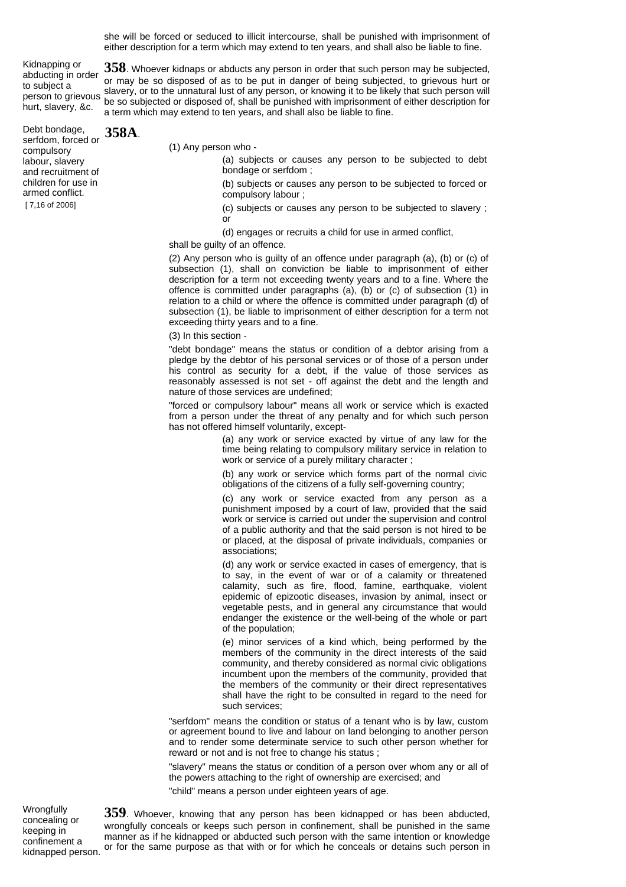she will be forced or seduced to illicit intercourse, shall be punished with imprisonment of either description for a term which may extend to ten years, and shall also be liable to fine.

Kidnapping or abducting in order to subject a person to grievous hurt, slavery, &c.

**358**. Whoever kidnaps or abducts any person in order that such person may be subjected, or may be so disposed of as to be put in danger of being subjected, to grievous hurt or slavery, or to the unnatural lust of any person, or knowing it to be likely that such person will be so subjected or disposed of, shall be punished with imprisonment of either description for a term which may extend to ten years, and shall also be liable to fine.

Debt bondage, serfdom, forced or compulsory labour, slavery and recruitment of children for use in armed conflict.
[ 7,16 of 2006]

**358A**.

(1) Any person who -

(a) subjects or causes any person to be subjected to debt bondage or serfdom ;

(b) subjects or causes any person to be subjected to forced or compulsory labour ;

(c) subjects or causes any person to be subjected to slavery ; or

(d) engages or recruits a child for use in armed conflict,

shall be guilty of an offence.

(2) Any person who is guilty of an offence under paragraph (a), (b) or (c) of subsection (1), shall on conviction be liable to imprisonment of either description for a term not exceeding twenty years and to a fine. Where the offence is committed under paragraphs (a), (b) or (c) of subsection (1) in relation to a child or where the offence is committed under paragraph (d) of subsection (1), be liable to imprisonment of either description for a term not exceeding thirty years and to a fine.

(3) In this section -

"debt bondage" means the status or condition of a debtor arising from a pledge by the debtor of his personal services or of those of a person under his control as security for a debt, if the value of those services as reasonably assessed is not set - off against the debt and the length and nature of those services are undefined;

"forced or compulsory labour" means all work or service which is exacted from a person under the threat of any penalty and for which such person has not offered himself voluntarily, except-

(a) any work or service exacted by virtue of any law for the time being relating to compulsory military service in relation to work or service of a purely military character ;

(b) any work or service which forms part of the normal civic obligations of the citizens of a fully self-governing country;

(c) any work or service exacted from any person as a punishment imposed by a court of law, provided that the said work or service is carried out under the supervision and control of a public authority and that the said person is not hired to be or placed, at the disposal of private individuals, companies or associations;

(d) any work or service exacted in cases of emergency, that is to say, in the event of war or of a calamity or threatened calamity, such as fire, flood, famine, earthquake, violent epidemic of epizootic diseases, invasion by animal, insect or vegetable pests, and in general any circumstance that would endanger the existence or the well-being of the whole or part of the population;

(e) minor services of a kind which, being performed by the members of the community in the direct interests of the said community, and thereby considered as normal civic obligations incumbent upon the members of the community, provided that the members of the community or their direct representatives shall have the right to be consulted in regard to the need for such services;

"serfdom" means the condition or status of a tenant who is by law, custom or agreement bound to live and labour on land belonging to another person and to render some determinate service to such other person whether for reward or not and is not free to change his status ;

"slavery" means the status or condition of a person over whom any or all of the powers attaching to the right of ownership are exercised; and

"child" means a person under eighteen years of age.

Wrongfully concealing or keeping in confinement a kidnapped person.

**359**. Whoever, knowing that any person has been kidnapped or has been abducted, wrongfully conceals or keeps such person in confinement, shall be punished in the same manner as if he kidnapped or abducted such person with the same intention or knowledge or for the same purpose as that with or for which he conceals or detains such person in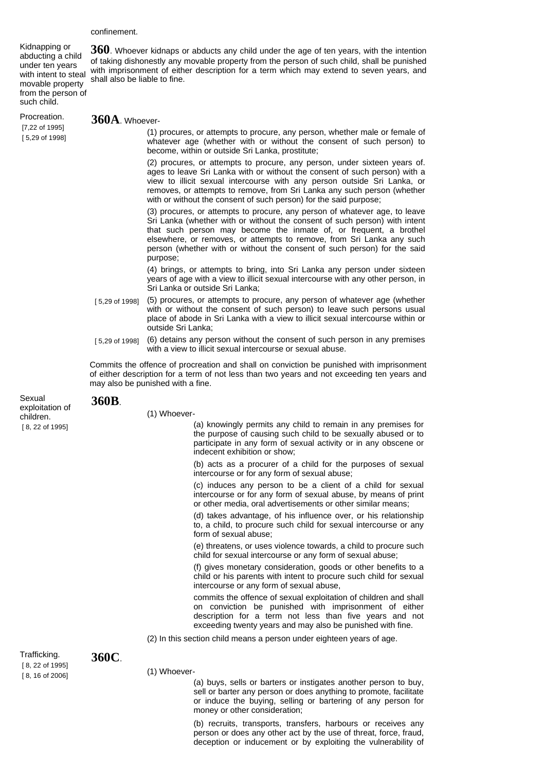confinement.

Kidnapping or abducting a child under ten years with intent to steal movable property from the person of such child.

**360**. Whoever kidnaps or abducts any child under the age of ten years, with the intention of taking dishonestly any movable property from the person of such child, shall be punished with imprisonment of either description for a term which may extend to seven years, and shall also be liable to fine.

Procreation.
[7,22 of 1995]
[ 5,29 of 1998]

**360A**. Whoever-

(1) procures, or attempts to procure, any person, whether male or female of whatever age (whether with or without the consent of such person) to become, within or outside Sri Lanka, prostitute;

(2) procures, or attempts to procure, any person, under sixteen years of. ages to leave Sri Lanka with or without the consent of such person) with a view to illicit sexual intercourse with any person outside Sri Lanka, or removes, or attempts to remove, from Sri Lanka any such person (whether with or without the consent of such person) for the said purpose;

(3) procures, or attempts to procure, any person of whatever age, to leave Sri Lanka (whether with or without the consent of such person) with intent that such person may become the inmate of, or frequent, a brothel elsewhere, or removes, or attempts to remove, from Sri Lanka any such person (whether with or without the consent of such person) for the said purpose;

(4) brings, or attempts to bring, into Sri Lanka any person under sixteen years of age with a view to illicit sexual intercourse with any other person, in Sri Lanka or outside Sri Lanka;

[ 5,29 of 1998] (5) procures, or attempts to procure, any person of whatever age (whether with or without the consent of such person) to leave such persons usual place of abode in Sri Lanka with a view to illicit sexual intercourse within or outside Sri Lanka;

[ 5,29 of 1998] (6) detains any person without the consent of such person in any premises with a view to illicit sexual intercourse or sexual abuse.

Commits the offence of procreation and shall on conviction be punished with imprisonment of either description for a term of not less than two years and not exceeding ten years and may also be punished with a fine.

Sexual exploitation of children.
[ 8, 22 of 1995]

**360B**.

(1) Whoever-

(a) knowingly permits any child to remain in any premises for the purpose of causing such child to be sexually abused or to participate in any form of sexual activity or in any obscene or indecent exhibition or show;

(b) acts as a procurer of a child for the purposes of sexual intercourse or for any form of sexual abuse;

(c) induces any person to be a client of a child for sexual intercourse or for any form of sexual abuse, by means of print or other media, oral advertisements or other similar means;

(d) takes advantage, of his influence over, or his relationship to, a child, to procure such child for sexual intercourse or any form of sexual abuse;

(e) threatens, or uses violence towards, a child to procure such child for sexual intercourse or any form of sexual abuse;

(f) gives monetary consideration, goods or other benefits to a child or his parents with intent to procure such child for sexual intercourse or any form of sexual abuse,

commits the offence of sexual exploitation of children and shall on conviction be punished with imprisonment of either description for a term not less than five years and not exceeding twenty years and may also be punished with fine.

(2) In this section child means a person under eighteen years of age.

Trafficking.
[ 8, 22 of 1995]
[ 8, 16 of 2006]

**360C**.

(1) Whoever-

(a) buys, sells or barters or instigates another person to buy, sell or barter any person or does anything to promote, facilitate or induce the buying, selling or bartering of any person for money or other consideration;

(b) recruits, transports, transfers, harbours or receives any person or does any other act by the use of threat, force, fraud, deception or inducement or by exploiting the vulnerability of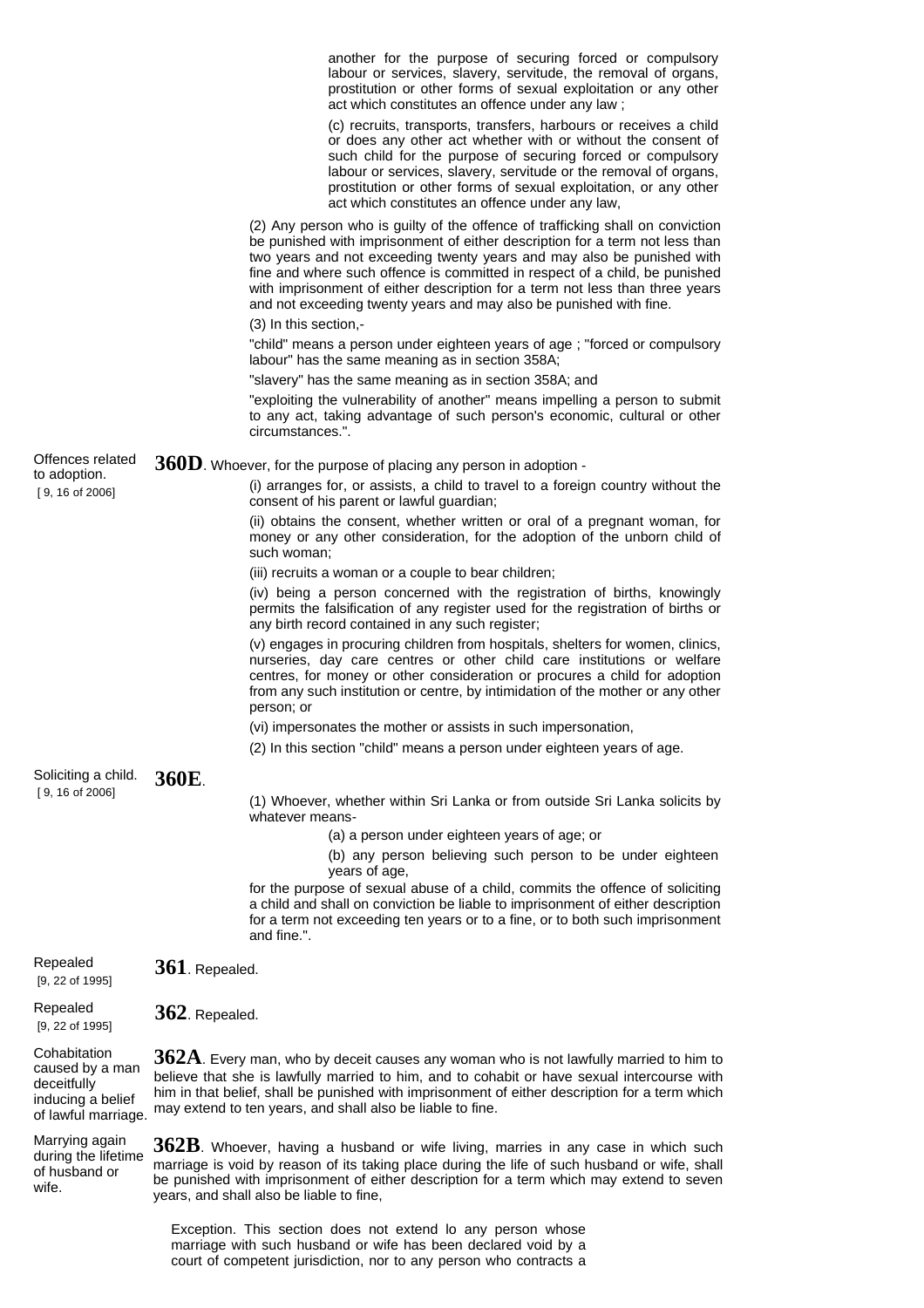another for the purpose of securing forced or compulsory labour or services, slavery, servitude, the removal of organs, prostitution or other forms of sexual exploitation or any other act which constitutes an offence under any law ;

(c) recruits, transports, transfers, harbours or receives a child or does any other act whether with or without the consent of such child for the purpose of securing forced or compulsory labour or services, slavery, servitude or the removal of organs, prostitution or other forms of sexual exploitation, or any other act which constitutes an offence under any law,

(2) Any person who is guilty of the offence of trafficking shall on conviction be punished with imprisonment of either description for a term not less than two years and not exceeding twenty years and may also be punished with fine and where such offence is committed in respect of a child, be punished with imprisonment of either description for a term not less than three years and not exceeding twenty years and may also be punished with fine.

(3) In this section,-

"child" means a person under eighteen years of age ; "forced or compulsory labour" has the same meaning as in section 358A;

"slavery" has the same meaning as in section 358A; and

"exploiting the vulnerability of another" means impelling a person to submit to any act, taking advantage of such person's economic, cultural or other circumstances.".

Offences related to adoption.
[ 9, 16 of 2006]

**360D**. Whoever, for the purpose of placing any person in adoption -

(i) arranges for, or assists, a child to travel to a foreign country without the consent of his parent or lawful guardian;

(ii) obtains the consent, whether written or oral of a pregnant woman, for money or any other consideration, for the adoption of the unborn child of such woman;

(iii) recruits a woman or a couple to bear children;

(iv) being a person concerned with the registration of births, knowingly permits the falsification of any register used for the registration of births or any birth record contained in any such register;

(v) engages in procuring children from hospitals, shelters for women, clinics, nurseries, day care centres or other child care institutions or welfare centres, for money or other consideration or procures a child for adoption from any such institution or centre, by intimidation of the mother or any other person; or

(vi) impersonates the mother or assists in such impersonation,

(2) In this section "child" means a person under eighteen years of age.

Soliciting a child.
[ 9, 16 of 2006]

**360E**.

(1) Whoever, whether within Sri Lanka or from outside Sri Lanka solicits by whatever means-

(a) a person under eighteen years of age; or

(b) any person believing such person to be under eighteen years of age,

for the purpose of sexual abuse of a child, commits the offence of soliciting a child and shall on conviction be liable to imprisonment of either description for a term not exceeding ten years or to a fine, or to both such imprisonment and fine.".

Repealed
[9, 22 of 1995]

**361**. Repealed.

Repealed
[9, 22 of 1995]

**362**. Repealed.

Cohabitation caused by a man deceitfully inducing a belief of lawful marriage.

**362A**. Every man, who by deceit causes any woman who is not lawfully married to him to believe that she is lawfully married to him, and to cohabit or have sexual intercourse with him in that belief, shall be punished with imprisonment of either description for a term which may extend to ten years, and shall also be liable to fine.

Marrying again during the lifetime of husband or wife.

**362B**. Whoever, having a husband or wife living, marries in any case in which such marriage is void by reason of its taking place during the life of such husband or wife, shall be punished with imprisonment of either description for a term which may extend to seven years, and shall also be liable to fine,

Exception. This section does not extend lo any person whose marriage with such husband or wife has been declared void by a court of competent jurisdiction, nor to any person who contracts a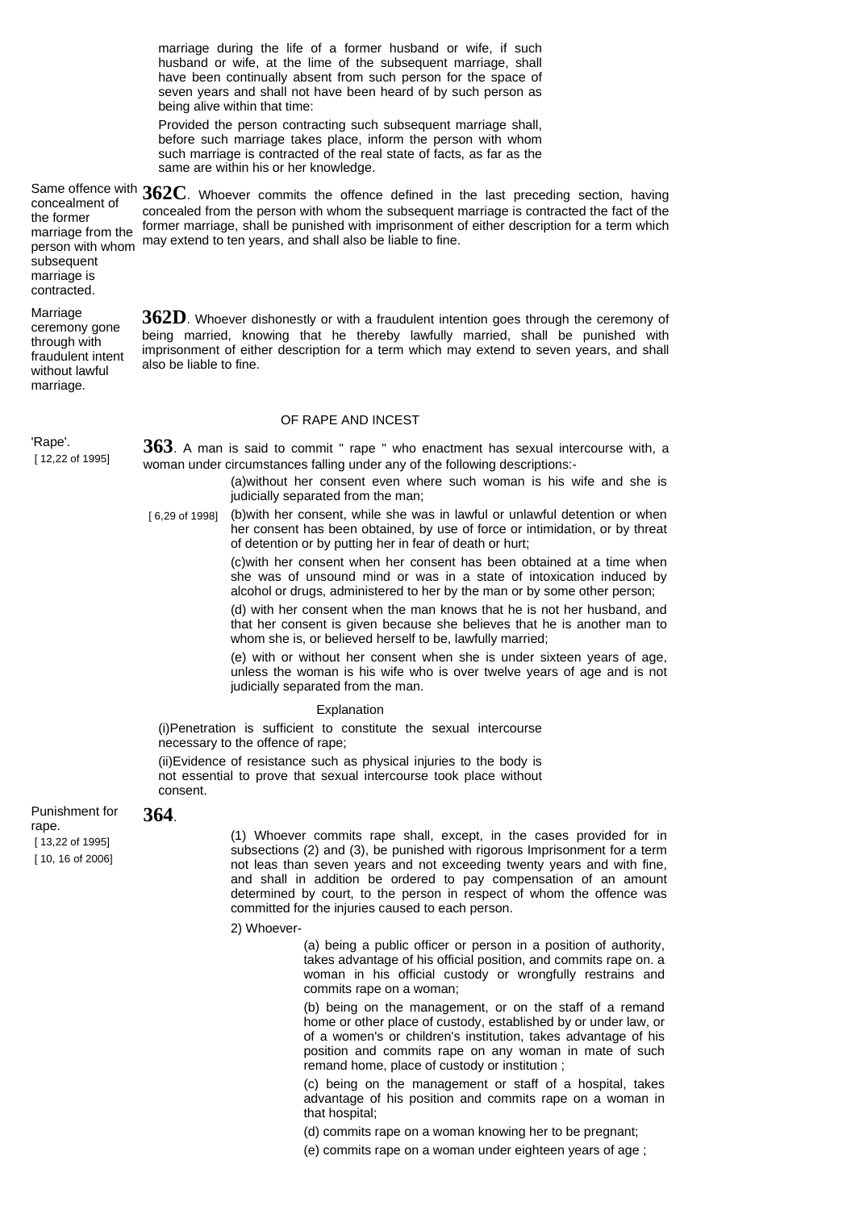marriage during the life of a former husband or wife, if such husband or wife, at the lime of the subsequent marriage, shall have been continually absent from such person for the space of seven years and shall not have been heard of by such person as being alive within that time:

Provided the person contracting such subsequent marriage shall, before such marriage takes place, inform the person with whom such marriage is contracted of the real state of facts, as far as the same are within his or her knowledge.

Same offence with concealment of the former marriage from the person with whom subsequent marriage is contracted.

**362C**. Whoever commits the offence defined in the last preceding section, having concealed from the person with whom the subsequent marriage is contracted the fact of the former marriage, shall be punished with imprisonment of either description for a term which may extend to ten years, and shall also be liable to fine.

Marriage ceremony gone through with fraudulent intent without lawful marriage.

**362D**. Whoever dishonestly or with a fraudulent intention goes through the ceremony of being married, knowing that he thereby lawfully married, shall be punished with imprisonment of either description for a term which may extend to seven years, and shall also be liable to fine.

## OF RAPE AND INCEST

'Rape'.
[ 12,22 of 1995]

**363**. A man is said to commit " rape " who enactment has sexual intercourse with, a woman under circumstances falling under any of the following descriptions:-

(a)without her consent even where such woman is his wife and she is judicially separated from the man;

[ 6,29 of 1998] (b)with her consent, while she was in lawful or unlawful detention or when her consent has been obtained, by use of force or intimidation, or by threat of detention or by putting her in fear of death or hurt;

(c)with her consent when her consent has been obtained at a time when she was of unsound mind or was in a state of intoxication induced by alcohol or drugs, administered to her by the man or by some other person;

(d) with her consent when the man knows that he is not her husband, and that her consent is given because she believes that he is another man to whom she is, or believed herself to be, lawfully married;

(e) with or without her consent when she is under sixteen years of age, unless the woman is his wife who is over twelve years of age and is not judicially separated from the man.

Explanation

(i)Penetration is sufficient to constitute the sexual intercourse necessary to the offence of rape;

(ii)Evidence of resistance such as physical injuries to the body is not essential to prove that sexual intercourse took place without consent.

Punishment for rape.
[ 13,22 of 1995]
[ 10, 16 of 2006]

**364**.

(1) Whoever commits rape shall, except, in the cases provided for in subsections (2) and (3), be punished with rigorous Imprisonment for a term not leas than seven years and not exceeding twenty years and with fine, and shall in addition be ordered to pay compensation of an amount determined by court, to the person in respect of whom the offence was committed for the injuries caused to each person.

2) Whoever-

(a) being a public officer or person in a position of authority, takes advantage of his official position, and commits rape on. a woman in his official custody or wrongfully restrains and commits rape on a woman;

(b) being on the management, or on the staff of a remand home or other place of custody, established by or under law, or of a women's or children's institution, takes advantage of his position and commits rape on any woman in mate of such remand home, place of custody or institution ;

(c) being on the management or staff of a hospital, takes advantage of his position and commits rape on a woman in that hospital;

(d) commits rape on a woman knowing her to be pregnant;

(e) commits rape on a woman under eighteen years of age ;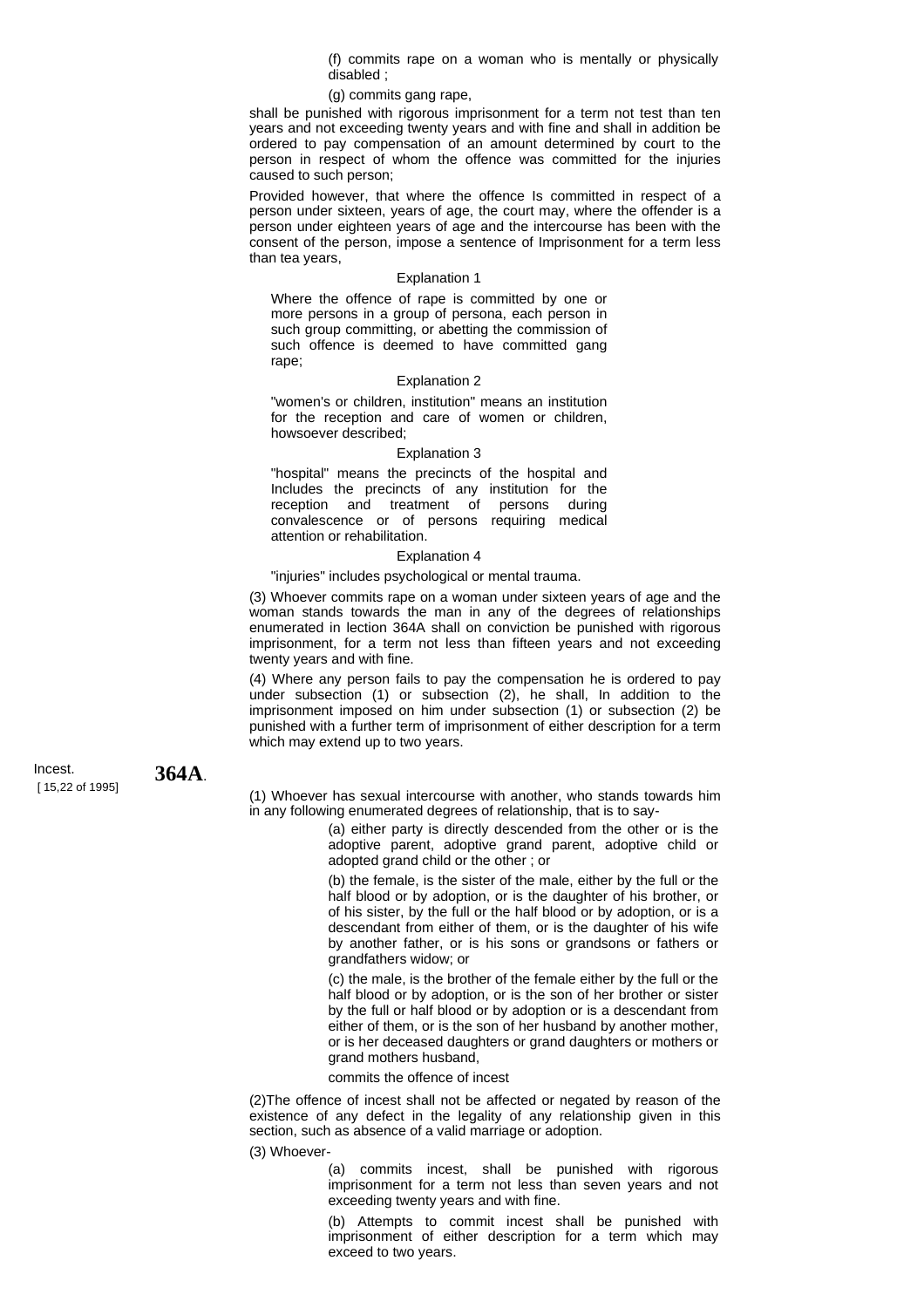(f) commits rape on a woman who is mentally or physically disabled ;

(g) commits gang rape,

shall be punished with rigorous imprisonment for a term not test than ten years and not exceeding twenty years and with fine and shall in addition be ordered to pay compensation of an amount determined by court to the person in respect of whom the offence was committed for the injuries caused to such person;

Provided however, that where the offence Is committed in respect of a person under sixteen, years of age, the court may, where the offender is a person under eighteen years of age and the intercourse has been with the consent of the person, impose a sentence of Imprisonment for a term less than tea years,

Explanation 1

Where the offence of rape is committed by one or more persons in a group of persona, each person in such group committing, or abetting the commission of such offence is deemed to have committed gang rape;

Explanation 2

"women's or children, institution" means an institution for the reception and care of women or children, howsoever described;

Explanation 3

"hospital" means the precincts of the hospital and Includes the precincts of any institution for the reception and treatment of persons during convalescence or of persons requiring medical attention or rehabilitation.

Explanation 4

"injuries" includes psychological or mental trauma.

(3) Whoever commits rape on a woman under sixteen years of age and the woman stands towards the man in any of the degrees of relationships enumerated in lection 364A shall on conviction be punished with rigorous imprisonment, for a term not less than fifteen years and not exceeding twenty years and with fine.

(4) Where any person fails to pay the compensation he is ordered to pay under subsection (1) or subsection (2), he shall, In addition to the imprisonment imposed on him under subsection (1) or subsection (2) be punished with a further term of imprisonment of either description for a term which may extend up to two years.

Incest.
[ 15,22 of 1995]

**364A**.

(1) Whoever has sexual intercourse with another, who stands towards him in any following enumerated degrees of relationship, that is to say-

(a) either party is directly descended from the other or is the adoptive parent, adoptive grand parent, adoptive child or adopted grand child or the other ; or

(b) the female, is the sister of the male, either by the full or the half blood or by adoption, or is the daughter of his brother, or of his sister, by the full or the half blood or by adoption, or is a descendant from either of them, or is the daughter of his wife by another father, or is his sons or grandsons or fathers or grandfathers widow; or

(c) the male, is the brother of the female either by the full or the half blood or by adoption, or is the son of her brother or sister by the full or half blood or by adoption or is a descendant from either of them, or is the son of her husband by another mother, or is her deceased daughters or grand daughters or mothers or grand mothers husband,

commits the offence of incest

(2)The offence of incest shall not be affected or negated by reason of the existence of any defect in the legality of any relationship given in this section, such as absence of a valid marriage or adoption.

(3) Whoever-

(a) commits incest, shall be punished with rigorous imprisonment for a term not less than seven years and not exceeding twenty years and with fine.

(b) Attempts to commit incest shall be punished with imprisonment of either description for a term which may exceed to two years.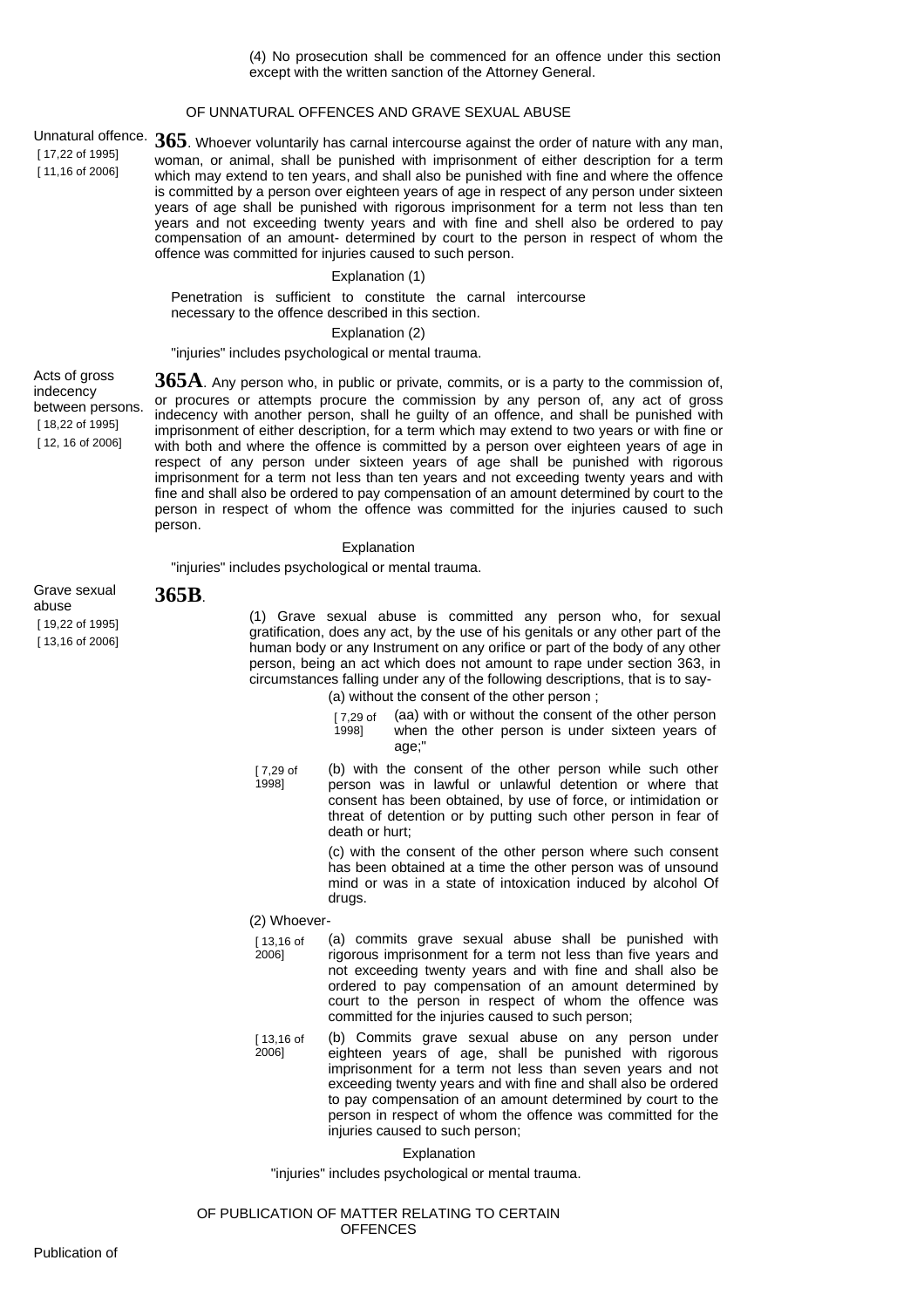(4) No prosecution shall be commenced for an offence under this section except with the written sanction of the Attorney General.

## OF UNNATURAL OFFENCES AND GRAVE SEXUAL ABUSE

Unnatural offence. [ 17,22 of 1995] [ 11,16 of 2006]

**365**. Whoever voluntarily has carnal intercourse against the order of nature with any man, woman, or animal, shall be punished with imprisonment of either description for a term which may extend to ten years, and shall also be punished with fine and where the offence is committed by a person over eighteen years of age in respect of any person under sixteen years of age shall be punished with rigorous imprisonment for a term not less than ten years and not exceeding twenty years and with fine and shell also be ordered to pay compensation of an amount- determined by court to the person in respect of whom the offence was committed for injuries caused to such person.

Explanation (1)

Penetration is sufficient to constitute the carnal intercourse necessary to the offence described in this section.

Explanation (2)

"injuries" includes psychological or mental trauma.

Acts of gross indecency between persons. [ 18,22 of 1995] [ 12, 16 of 2006]

**365A**. Any person who, in public or private, commits, or is a party to the commission of, or procures or attempts procure the commission by any person of, any act of gross indecency with another person, shall he guilty of an offence, and shall be punished with imprisonment of either description, for a term which may extend to two years or with fine or with both and where the offence is committed by a person over eighteen years of age in respect of any person under sixteen years of age shall be punished with rigorous imprisonment for a term not less than ten years and not exceeding twenty years and with fine and shall also be ordered to pay compensation of an amount determined by court to the person in respect of whom the offence was committed for the injuries caused to such person.

Explanation

"injuries" includes psychological or mental trauma.

Grave sexual abuse [ 19,22 of 1995] [ 13,16 of 2006]

**365B**.

(1) Grave sexual abuse is committed any person who, for sexual gratification, does any act, by the use of his genitals or any other part of the human body or any Instrument on any orifice or part of the body of any other person, being an act which does not amount to rape under section 363, in circumstances falling under any of the following descriptions, that is to say-

(a) without the consent of the other person ;

[ 7,29 of 1998] (aa) with or without the consent of the other person when the other person is under sixteen years of age;"

[ 7,29 of 1998] (b) with the consent of the other person while such other person was in lawful or unlawful detention or where that consent has been obtained, by use of force, or intimidation or threat of detention or by putting such other person in fear of death or hurt;

(c) with the consent of the other person where such consent has been obtained at a time the other person was of unsound mind or was in a state of intoxication induced by alcohol Of drugs.

(2) Whoever-

[ 13,16 of 2006] (a) commits grave sexual abuse shall be punished with rigorous imprisonment for a term not less than five years and not exceeding twenty years and with fine and shall also be ordered to pay compensation of an amount determined by court to the person in respect of whom the offence was committed for the injuries caused to such person;

[ 13,16 of 2006] (b) Commits grave sexual abuse on any person under eighteen years of age, shall be punished with rigorous imprisonment for a term not less than seven years and not exceeding twenty years and with fine and shall also be ordered to pay compensation of an amount determined by court to the person in respect of whom the offence was committed for the injuries caused to such person;

Explanation

"injuries" includes psychological or mental trauma.

## OF PUBLICATION OF MATTER RELATING TO CERTAIN OFFENCES

Publication of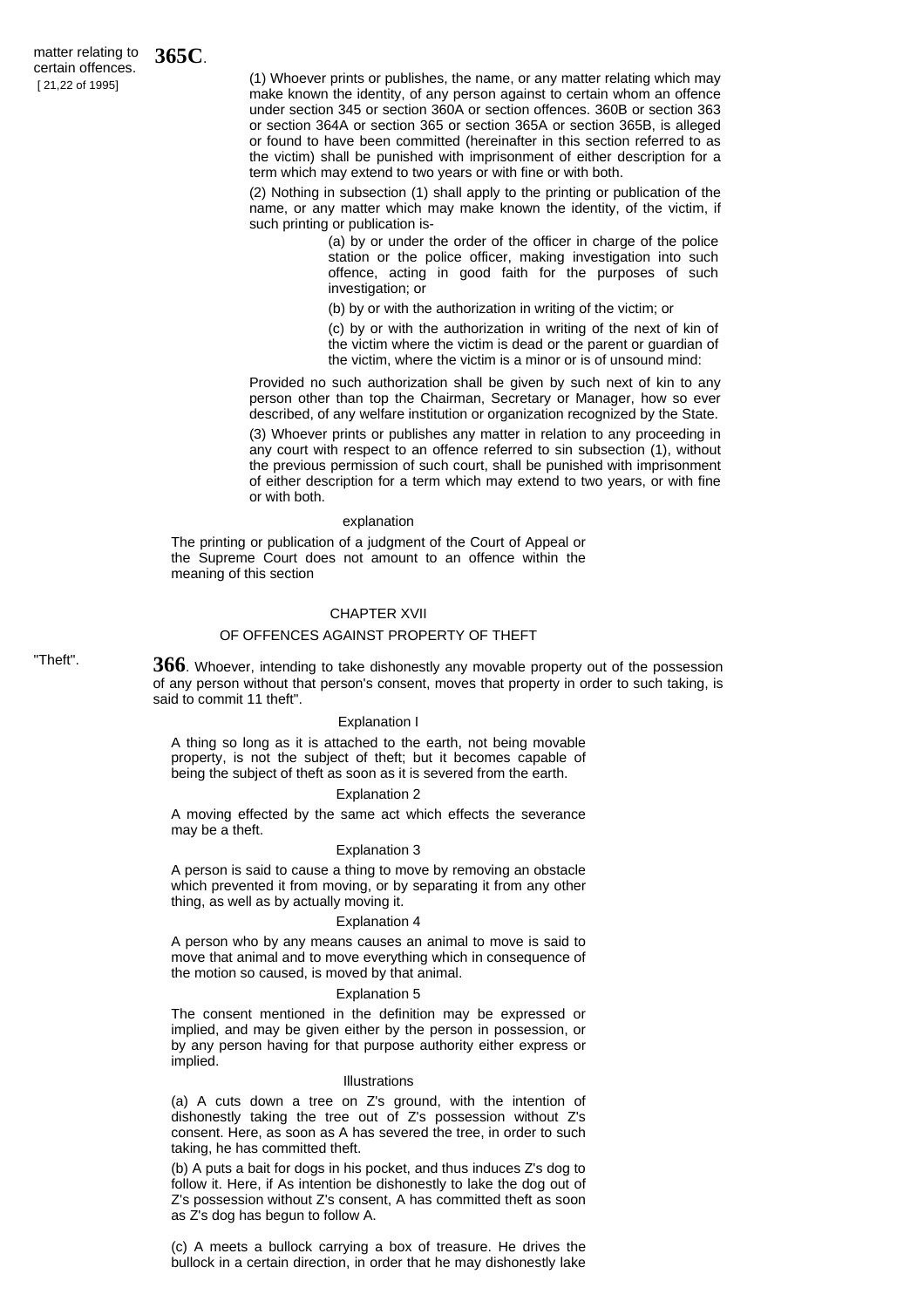matter relating to certain offences.
[ 21,22 of 1995]

**365C**.

(1) Whoever prints or publishes, the name, or any matter relating which may make known the identity, of any person against to certain whom an offence under section 345 or section 360A or section offences. 360B or section 363 or section 364A or section 365 or section 365A or section 365B, is alleged or found to have been committed (hereinafter in this section referred to as the victim) shall be punished with imprisonment of either description for a term which may extend to two years or with fine or with both.

(2) Nothing in subsection (1) shall apply to the printing or publication of the name, or any matter which may make known the identity, of the victim, if such printing or publication is-

(a) by or under the order of the officer in charge of the police station or the police officer, making investigation into such offence, acting in good faith for the purposes of such investigation; or

(b) by or with the authorization in writing of the victim; or

(c) by or with the authorization in writing of the next of kin of the victim where the victim is dead or the parent or guardian of the victim, where the victim is a minor or is of unsound mind:

Provided no such authorization shall be given by such next of kin to any person other than top the Chairman, Secretary or Manager, how so ever described, of any welfare institution or organization recognized by the State.

(3) Whoever prints or publishes any matter in relation to any proceeding in any court with respect to an offence referred to sin subsection (1), without the previous permission of such court, shall be punished with imprisonment of either description for a term which may extend to two years, or with fine or with both.

explanation

The printing or publication of a judgment of the Court of Appeal or the Supreme Court does not amount to an offence within the meaning of this section

## CHAPTER XVII

### OF OFFENCES AGAINST PROPERTY OF THEFT

"Theft".

**366**. Whoever, intending to take dishonestly any movable property out of the possession of any person without that person's consent, moves that property in order to such taking, is said to commit 11 theft".

Explanation I

A thing so long as it is attached to the earth, not being movable property, is not the subject of theft; but it becomes capable of being the subject of theft as soon as it is severed from the earth.

Explanation 2

A moving effected by the same act which effects the severance may be a theft.

Explanation 3

A person is said to cause a thing to move by removing an obstacle which prevented it from moving, or by separating it from any other thing, as well as by actually moving it.

Explanation 4

A person who by any means causes an animal to move is said to move that animal and to move everything which in consequence of the motion so caused, is moved by that animal.

Explanation 5

The consent mentioned in the definition may be expressed or implied, and may be given either by the person in possession, or by any person having for that purpose authority either express or implied.

Illustrations

(a) A cuts down a tree on Z's ground, with the intention of dishonestly taking the tree out of Z's possession without Z's consent. Here, as soon as A has severed the tree, in order to such taking, he has committed theft.

(b) A puts a bait for dogs in his pocket, and thus induces Z's dog to follow it. Here, if As intention be dishonestly to lake the dog out of Z's possession without Z's consent, A has committed theft as soon as Z's dog has begun to follow A.

(c) A meets a bullock carrying a box of treasure. He drives the bullock in a certain direction, in order that he may dishonestly lake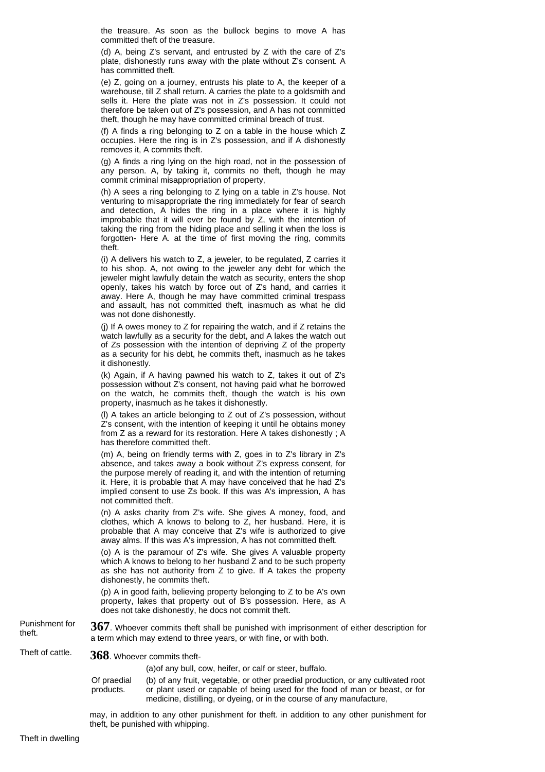the treasure. As soon as the bullock begins to move A has committed theft of the treasure.

(d) A, being Z's servant, and entrusted by Z with the care of Z's plate, dishonestly runs away with the plate without Z's consent. A has committed theft.

(e) Z, going on a journey, entrusts his plate to A, the keeper of a warehouse, till Z shall return. A carries the plate to a goldsmith and sells it. Here the plate was not in Z's possession. It could not therefore be taken out of Z's possession, and A has not committed theft, though he may have committed criminal breach of trust.

(f) A finds a ring belonging to Z on a table in the house which Z occupies. Here the ring is in Z's possession, and if A dishonestly removes it, A commits theft.

(g) A finds a ring lying on the high road, not in the possession of any person. A, by taking it, commits no theft, though he may commit criminal misappropriation of property,

(h) A sees a ring belonging to Z lying on a table in Z's house. Not venturing to misappropriate the ring immediately for fear of search and detection, A hides the ring in a place where it is highly improbable that it will ever be found by Z, with the intention of taking the ring from the hiding place and selling it when the loss is forgotten- Here A. at the time of first moving the ring, commits theft.

(i) A delivers his watch to Z, a jeweler, to be regulated, Z carries it to his shop. A, not owing to the jeweler any debt for which the jeweler might lawfully detain the watch as security, enters the shop openly, takes his watch by force out of Z's hand, and carries it away. Here A, though he may have committed criminal trespass and assault, has not committed theft, inasmuch as what he did was not done dishonestly.

(j) If A owes money to Z for repairing the watch, and if Z retains the watch lawfully as a security for the debt, and A lakes the watch out of Zs possession with the intention of depriving Z of the property as a security for his debt, he commits theft, inasmuch as he takes it dishonestly.

(k) Again, if A having pawned his watch to Z, takes it out of Z's possession without Z's consent, not having paid what he borrowed on the watch, he commits theft, though the watch is his own property, inasmuch as he takes it dishonestly.

(l) A takes an article belonging to Z out of Z's possession, without Z's consent, with the intention of keeping it until he obtains money from Z as a reward for its restoration. Here A takes dishonestly ; A has therefore committed theft.

(m) A, being on friendly terms with Z, goes in to Z's library in Z's absence, and takes away a book without Z's express consent, for the purpose merely of reading it, and with the intention of returning it. Here, it is probable that A may have conceived that he had Z's implied consent to use Zs book. If this was A's impression, A has not committed theft.

(n) A asks charity from Z's wife. She gives A money, food, and clothes, which A knows to belong to Z, her husband. Here, it is probable that A may conceive that Z's wife is authorized to give away alms. If this was A's impression, A has not committed theft.

(o) A is the paramour of Z's wife. She gives A valuable property which A knows to belong to her husband Z and to be such property as she has not authority from Z to give. If A takes the property dishonestly, he commits theft.

(p) A in good faith, believing property belonging to Z to be A's own property, lakes that property out of B's possession. Here, as A does not take dishonestly, he docs not commit theft.

Punishment for theft.

**367**. Whoever commits theft shall be punished with imprisonment of either description for a term which may extend to three years, or with fine, or with both.

Theft of cattle.

**368**. Whoever commits theft-

(a)of any bull, cow, heifer, or calf or steer, buffalo.

Of praedial products.

(b) of any fruit, vegetable, or other praedial production, or any cultivated root or plant used or capable of being used for the food of man or beast, or for medicine, distilling, or dyeing, or in the course of any manufacture,

may, in addition to any other punishment for theft. in addition to any other punishment for theft, be punished with whipping.

Theft in dwelling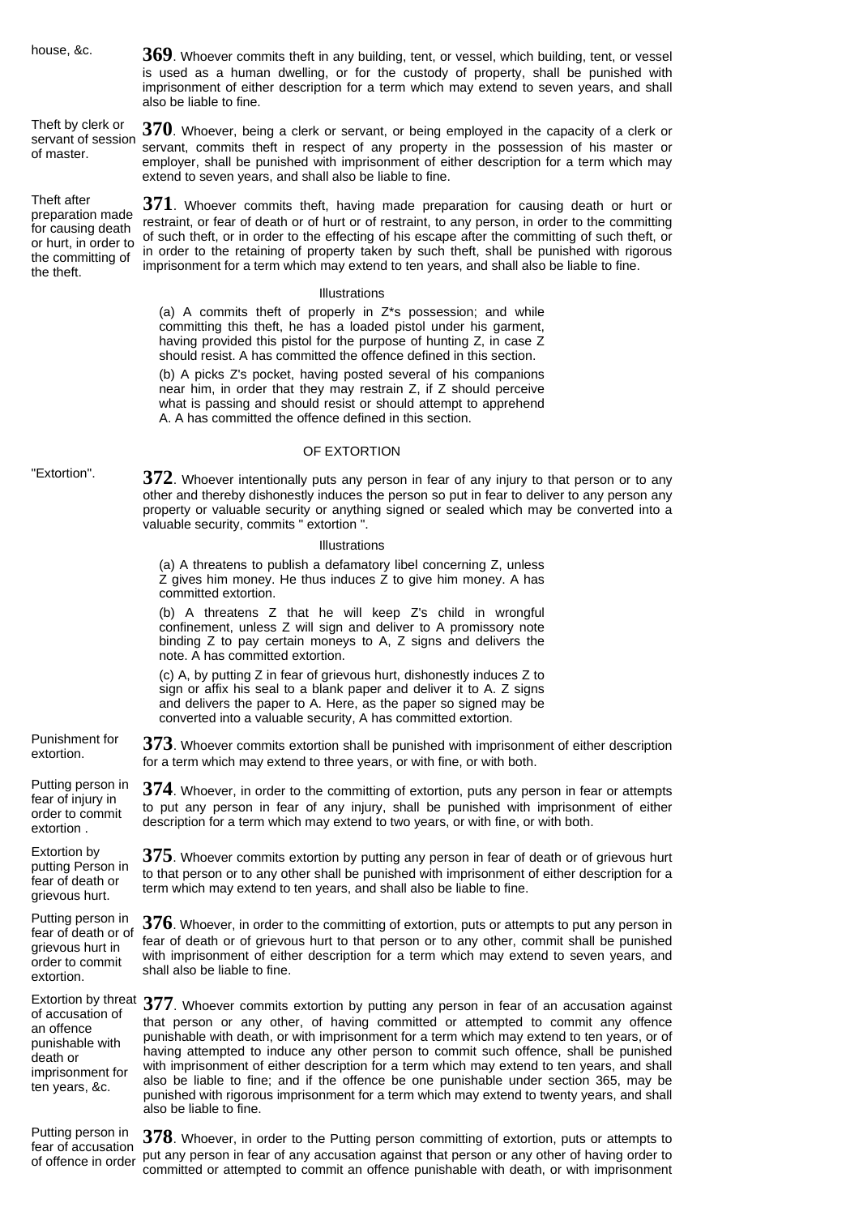house, &c.

**369**. Whoever commits theft in any building, tent, or vessel, which building, tent, or vessel is used as a human dwelling, or for the custody of property, shall be punished with imprisonment of either description for a term which may extend to seven years, and shall also be liable to fine.

Theft by clerk or servant of session of master.

**370**. Whoever, being a clerk or servant, or being employed in the capacity of a clerk or servant, commits theft in respect of any property in the possession of his master or employer, shall be punished with imprisonment of either description for a term which may extend to seven years, and shall also be liable to fine.

Theft after preparation made for causing death or hurt, in order to the committing of the theft.

**371**. Whoever commits theft, having made preparation for causing death or hurt or restraint, or fear of death or of hurt or of restraint, to any person, in order to the committing of such theft, or in order to the effecting of his escape after the committing of such theft, or in order to the retaining of property taken by such theft, shall be punished with rigorous imprisonment for a term which may extend to ten years, and shall also be liable to fine.

Illustrations

(a) A commits theft of properly in Z*s possession; and while committing this theft, he has a loaded pistol under his garment, having provided this pistol for the purpose of hunting Z, in case Z should resist. A has committed the offence defined in this section.

(b) A picks Z's pocket, having posted several of his companions near him, in order that they may restrain Z, if Z should perceive what is passing and should resist or should attempt to apprehend A. A has committed the offence defined in this section.

## OF EXTORTION

"Extortion".

**372**. Whoever intentionally puts any person in fear of any injury to that person or to any other and thereby dishonestly induces the person so put in fear to deliver to any person any property or valuable security or anything signed or sealed which may be converted into a valuable security, commits " extortion ".

Illustrations

(a) A threatens to publish a defamatory libel concerning Z, unless Z gives him money. He thus induces Z to give him money. A has committed extortion.

(b) A threatens Z that he will keep Z's child in wrongful confinement, unless Z will sign and deliver to A promissory note binding Z to pay certain moneys to A, Z signs and delivers the note. A has committed extortion.

(c) A, by putting Z in fear of grievous hurt, dishonestly induces Z to sign or affix his seal to a blank paper and deliver it to A. Z signs and delivers the paper to A. Here, as the paper so signed may be converted into a valuable security, A has committed extortion.

Punishment for extortion.

**373**. Whoever commits extortion shall be punished with imprisonment of either description for a term which may extend to three years, or with fine, or with both.

Putting person in fear of injury in order to commit extortion .

**374**. Whoever, in order to the committing of extortion, puts any person in fear or attempts to put any person in fear of any injury, shall be punished with imprisonment of either description for a term which may extend to two years, or with fine, or with both.

Extortion by putting Person in fear of death or grievous hurt.

**375**. Whoever commits extortion by putting any person in fear of death or of grievous hurt to that person or to any other shall be punished with imprisonment of either description for a term which may extend to ten years, and shall also be liable to fine.

Putting person in fear of death or of grievous hurt in order to commit extortion.

**376**. Whoever, in order to the committing of extortion, puts or attempts to put any person in fear of death or of grievous hurt to that person or to any other, commit shall be punished with imprisonment of either description for a term which may extend to seven years, and shall also be liable to fine.

Extortion by threat of accusation of an offence punishable with death or imprisonment for ten years, &c.

**377**. Whoever commits extortion by putting any person in fear of an accusation against that person or any other, of having committed or attempted to commit any offence punishable with death, or with imprisonment for a term which may extend to ten years, or of having attempted to induce any other person to commit such offence, shall be punished with imprisonment of either description for a term which may extend to ten years, and shall also be liable to fine; and if the offence be one punishable under section 365, may be punished with rigorous imprisonment for a term which may extend to twenty years, and shall also be liable to fine.

Putting person in fear of accusation of offence in order

**378**. Whoever, in order to the Putting person committing of extortion, puts or attempts to put any person in fear of any accusation against that person or any other of having order to committed or attempted to commit an offence punishable with death, or with imprisonment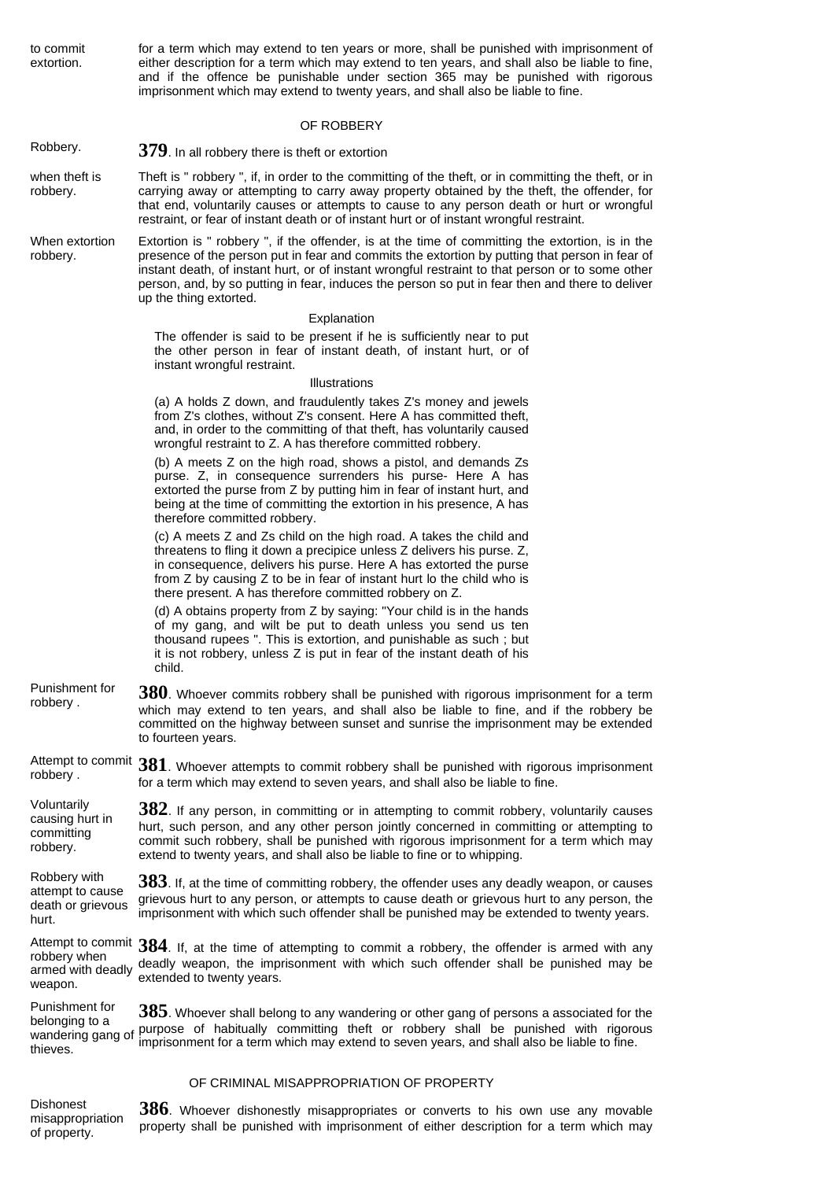to commit extortion. for a term which may extend to ten years or more, shall be punished with imprisonment of either description for a term which may extend to ten years, and shall also be liable to fine, and if the offence be punishable under section 365 may be punished with rigorous imprisonment which may extend to twenty years, and shall also be liable to fine.

## OF ROBBERY

Robbery.

**379**. In all robbery there is theft or extortion

when theft is robbery.

Theft is " robbery ", if, in order to the committing of the theft, or in committing the theft, or in carrying away or attempting to carry away property obtained by the theft, the offender, for that end, voluntarily causes or attempts to cause to any person death or hurt or wrongful restraint, or fear of instant death or of instant hurt or of instant wrongful restraint.

When extortion robbery.

Extortion is " robbery ", if the offender, is at the time of committing the extortion, is in the presence of the person put in fear and commits the extortion by putting that person in fear of instant death, of instant hurt, or of instant wrongful restraint to that person or to some other person, and, by so putting in fear, induces the person so put in fear then and there to deliver up the thing extorted.

Explanation

The offender is said to be present if he is sufficiently near to put the other person in fear of instant death, of instant hurt, or of instant wrongful restraint.

Illustrations

(a) A holds Z down, and fraudulently takes Z's money and jewels from Z's clothes, without Z's consent. Here A has committed theft, and, in order to the committing of that theft, has voluntarily caused wrongful restraint to Z. A has therefore committed robbery.

(b) A meets Z on the high road, shows a pistol, and demands Zs purse. Z, in consequence surrenders his purse- Here A has extorted the purse from Z by putting him in fear of instant hurt, and being at the time of committing the extortion in his presence, A has therefore committed robbery.

(c) A meets Z and Zs child on the high road. A takes the child and threatens to fling it down a precipice unless Z delivers his purse. Z, in consequence, delivers his purse. Here A has extorted the purse from Z by causing Z to be in fear of instant hurt lo the child who is there present. A has therefore committed robbery on Z.

(d) A obtains property from Z by saying: "Your child is in the hands of my gang, and wilt be put to death unless you send us ten thousand rupees ". This is extortion, and punishable as such ; but it is not robbery, unless Z is put in fear of the instant death of his child.

Punishment for robbery .

**380**. Whoever commits robbery shall be punished with rigorous imprisonment for a term which may extend to ten years, and shall also be liable to fine, and if the robbery be committed on the highway between sunset and sunrise the imprisonment may be extended to fourteen years.

Attempt to commit robbery .

**381**. Whoever attempts to commit robbery shall be punished with rigorous imprisonment for a term which may extend to seven years, and shall also be liable to fine.

Voluntarily causing hurt in committing robbery.

**382**. If any person, in committing or in attempting to commit robbery, voluntarily causes hurt, such person, and any other person jointly concerned in committing or attempting to commit such robbery, shall be punished with rigorous imprisonment for a term which may extend to twenty years, and shall also be liable to fine or to whipping.

Robbery with attempt to cause death or grievous hurt.

**383**. If, at the time of committing robbery, the offender uses any deadly weapon, or causes grievous hurt to any person, or attempts to cause death or grievous hurt to any person, the imprisonment with which such offender shall be punished may be extended to twenty years.

Attempt to commit robbery when armed with deadly weapon.

**384**. If, at the time of attempting to commit a robbery, the offender is armed with any deadly weapon, the imprisonment with which such offender shall be punished may be extended to twenty years.

Punishment for belonging to a wandering gang of thieves.

**385**. Whoever shall belong to any wandering or other gang of persons a associated for the purpose of habitually committing theft or robbery shall be punished with rigorous imprisonment for a term which may extend to seven years, and shall also be liable to fine.

## OF CRIMINAL MISAPPROPRIATION OF PROPERTY

Dishonest misappropriation of property.

**386**. Whoever dishonestly misappropriates or converts to his own use any movable property shall be punished with imprisonment of either description for a term which may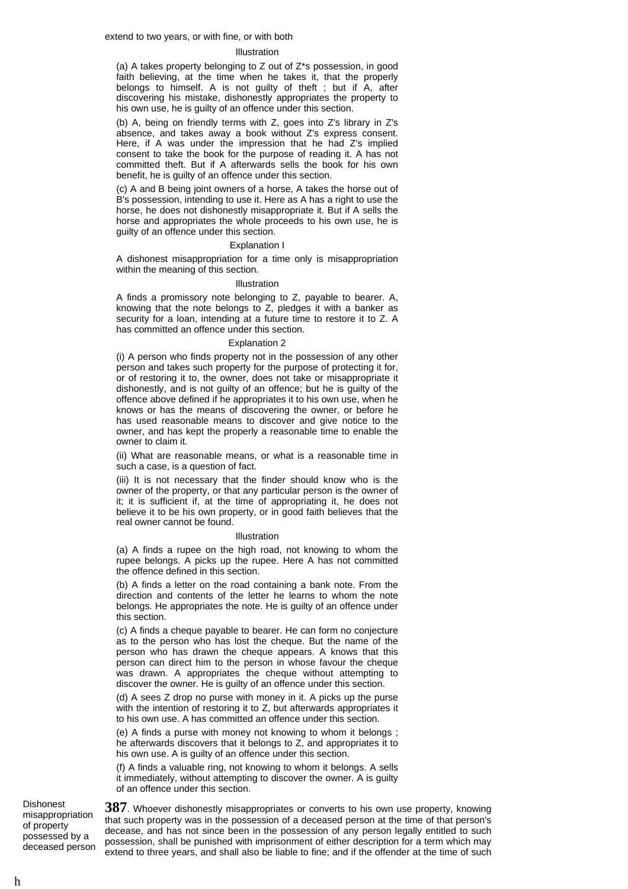extend to two years, or with fine, or with both

Illustration

(a) A takes property belonging to Z out of Z*s possession, in good faith believing, at the time when he takes it, that the properly belongs to himself. A is not guilty of theft ; but if A, after discovering his mistake, dishonestly appropriates the property to his own use, he is guilty of an offence under this section.

(b) A, being on friendly terms with Z, goes into Z's library in Z's absence, and takes away a book without Z's express consent. Here, if A was under the impression that he had Z's implied consent to take the book for the purpose of reading it. A has not committed theft. But if A afterwards sells the book for his own benefit, he is guilty of an offence under this section.

(c) A and B being joint owners of a horse, A takes the horse out of B's possession, intending to use it. Here as A has a right to use the horse, he does not dishonestly misappropriate it. But if A sells the horse and appropriates the whole proceeds to his own use, he is guilty of an offence under this section.

Explanation I

A dishonest misappropriation for a time only is misappropriation within the meaning of this section.

Illustration

A finds a promissory note belonging to Z, payable to bearer. A, knowing that the note belongs to Z, pledges it with a banker as security for a loan, intending at a future time to restore it to Z. A has committed an offence under this section.

Explanation 2

(i) A person who finds property not in the possession of any other person and takes such property for the purpose of protecting it for, or of restoring it to, the owner, does not take or misappropriate it dishonestly, and is not guilty of an offence; but he is guilty of the offence above defined if he appropriates it to his own use, when he knows or has the means of discovering the owner, or before he has used reasonable means to discover and give notice to the owner, and has kept the properly a reasonable time to enable the owner to claim it.

(ii) What are reasonable means, or what is a reasonable time in such a case, is a question of fact.

(iii) It is not necessary that the finder should know who is the owner of the property, or that any particular person is the owner of it; it is sufficient if, at the time of appropriating it, he does not believe it to be his own property, or in good faith believes that the real owner cannot be found.

Illustration

(a) A finds a rupee on the high road, not knowing to whom the rupee belongs. A picks up the rupee. Here A has not committed the offence defined in this section.

(b) A finds a letter on the road containing a bank note. From the direction and contents of the letter he learns to whom the note belongs. He appropriates the note. He is guilty of an offence under this section.

(c) A finds a cheque payable to bearer. He can form no conjecture as to the person who has lost the cheque. But the name of the person who has drawn the cheque appears. A knows that this person can direct him to the person in whose favour the cheque was drawn. A appropriates the cheque without attempting to discover the owner. He is guilty of an offence under this section.

(d) A sees Z drop no purse with money in it. A picks up the purse with the intention of restoring it to Z, but afterwards appropriates it to his own use. A has committed an offence under this section.

(e) A finds a purse with money not knowing to whom it belongs ; he afterwards discovers that it belongs to Z, and appropriates it to his own use. A is guilty of an offence under this section.

(f) A finds a valuable ring, not knowing to whom it belongs. A sells it immediately, without attempting to discover the owner. A is guilty of an offence under this section.

Dishonest misappropriation of property possessed by a deceased person

**387**. Whoever dishonestly misappropriates or converts to his own use property, knowing that such property was in the possession of a deceased person at the time of that person's decease, and has not since been in the possession of any person legally entitled to such possession, shall be punished with imprisonment of either description for a term which may extend to three years, and shall also be liable to fine; and if the offender at the time of such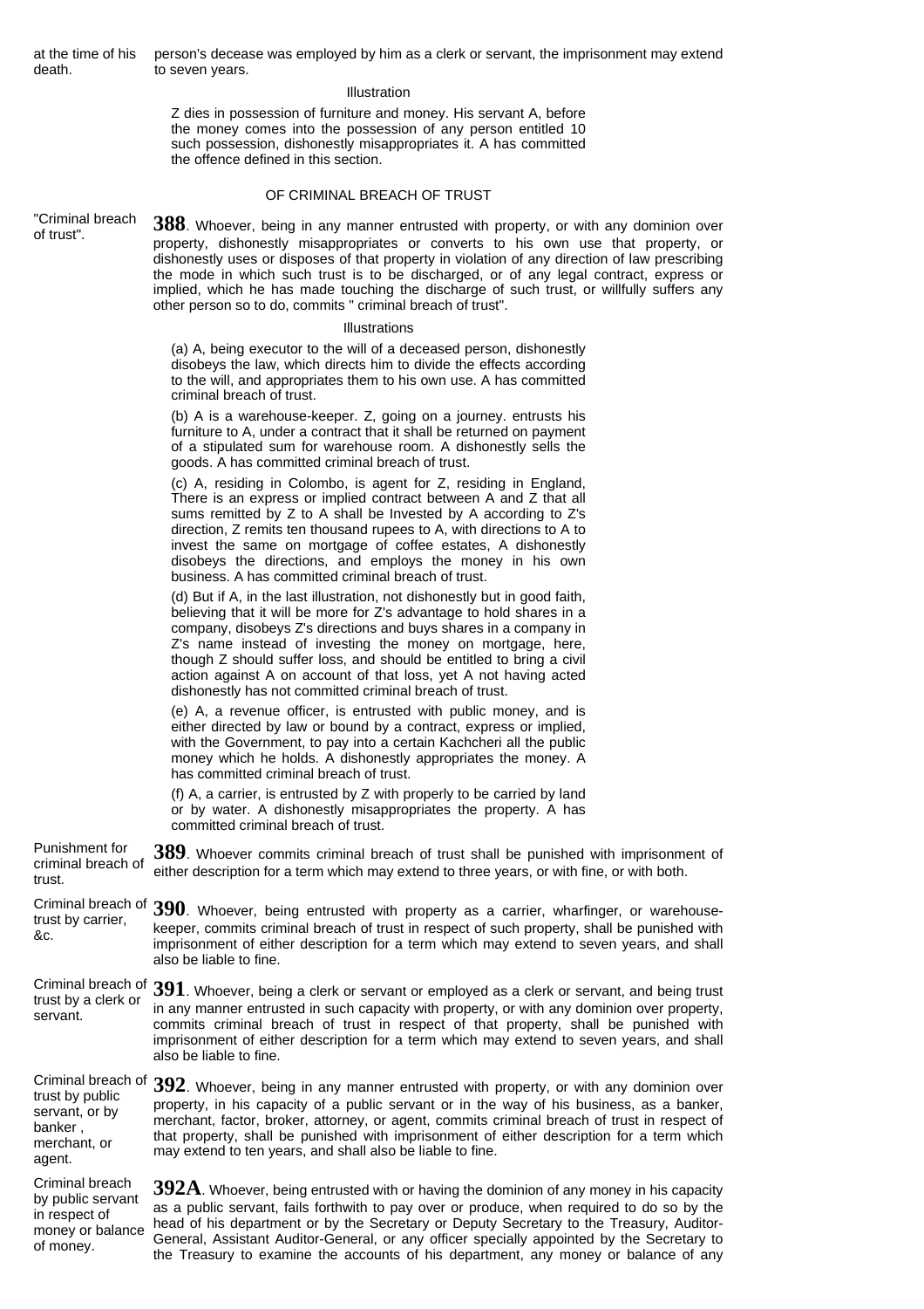at the time of his death. person's decease was employed by him as a clerk or servant, the imprisonment may extend to seven years.

Illustration

Z dies in possession of furniture and money. His servant A, before the money comes into the possession of any person entitled 10 such possession, dishonestly misappropriates it. A has committed the offence defined in this section.

### OF CRIMINAL BREACH OF TRUST

"Criminal breach of trust".

**388**. Whoever, being in any manner entrusted with property, or with any dominion over property, dishonestly misappropriates or converts to his own use that property, or dishonestly uses or disposes of that property in violation of any direction of law prescribing the mode in which such trust is to be discharged, or of any legal contract, express or implied, which he has made touching the discharge of such trust, or willfully suffers any other person so to do, commits " criminal breach of trust".

Illustrations

(a) A, being executor to the will of a deceased person, dishonestly disobeys the law, which directs him to divide the effects according to the will, and appropriates them to his own use. A has committed criminal breach of trust.

(b) A is a warehouse-keeper. Z, going on a journey. entrusts his furniture to A, under a contract that it shall be returned on payment of a stipulated sum for warehouse room. A dishonestly sells the goods. A has committed criminal breach of trust.

(c) A, residing in Colombo, is agent for Z, residing in England, There is an express or implied contract between A and Z that all sums remitted by Z to A shall be Invested by A according to Z's direction, Z remits ten thousand rupees to A, with directions to A to invest the same on mortgage of coffee estates, A dishonestly disobeys the directions, and employs the money in his own business. A has committed criminal breach of trust.

(d) But if A, in the last illustration, not dishonestly but in good faith, believing that it will be more for Z's advantage to hold shares in a company, disobeys Z's directions and buys shares in a company in Z's name instead of investing the money on mortgage, here, though Z should suffer loss, and should be entitled to bring a civil action against A on account of that loss, yet A not having acted dishonestly has not committed criminal breach of trust.

(e) A, a revenue officer, is entrusted with public money, and is either directed by law or bound by a contract, express or implied, with the Government, to pay into a certain Kachcheri all the public money which he holds. A dishonestly appropriates the money. A has committed criminal breach of trust.

(f) A, a carrier, is entrusted by Z with properly to be carried by land or by water. A dishonestly misappropriates the property. A has committed criminal breach of trust.

Punishment for criminal breach of trust.

**389**. Whoever commits criminal breach of trust shall be punished with imprisonment of either description for a term which may extend to three years, or with fine, or with both.

Criminal breach of trust by carrier, &c.

**390**. Whoever, being entrusted with property as a carrier, wharfinger, or warehouse-keeper, commits criminal breach of trust in respect of such property, shall be punished with imprisonment of either description for a term which may extend to seven years, and shall also be liable to fine.

Criminal breach of trust by a clerk or servant.

**391**. Whoever, being a clerk or servant or employed as a clerk or servant, and being trust in any manner entrusted in such capacity with property, or with any dominion over property, commits criminal breach of trust in respect of that property, shall be punished with imprisonment of either description for a term which may extend to seven years, and shall also be liable to fine.

Criminal breach of trust by public servant, or by banker , merchant, or agent.

**392**. Whoever, being in any manner entrusted with property, or with any dominion over property, in his capacity of a public servant or in the way of his business, as a banker, merchant, factor, broker, attorney, or agent, commits criminal breach of trust in respect of that property, shall be punished with imprisonment of either description for a term which may extend to ten years, and shall also be liable to fine.

Criminal breach by public servant in respect of money or balance of money.

**392A**. Whoever, being entrusted with or having the dominion of any money in his capacity as a public servant, fails forthwith to pay over or produce, when required to do so by the head of his department or by the Secretary or Deputy Secretary to the Treasury, Auditor-General, Assistant Auditor-General, or any officer specially appointed by the Secretary to the Treasury to examine the accounts of his department, any money or balance of any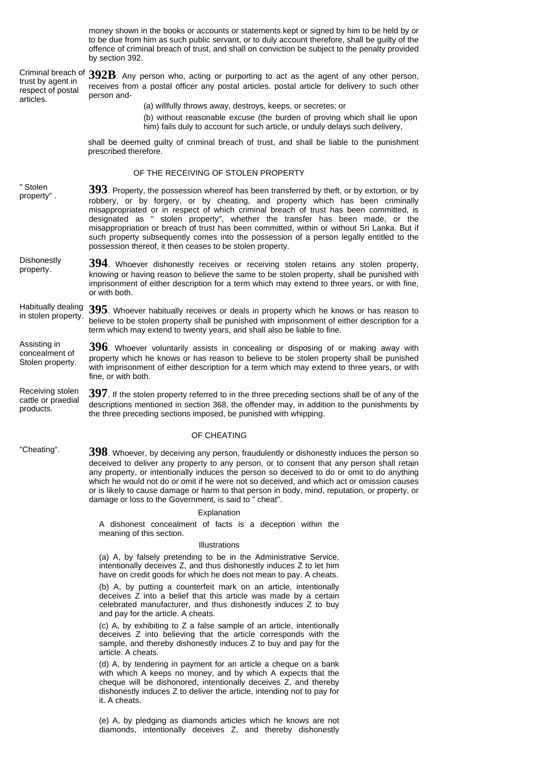money shown in the books or accounts or statements kept or signed by him to be held by or to be due from him as such public servant, or to duly account therefore, shall be guilty of the offence of criminal breach of trust, and shall on conviction be subject to the penalty provided by section 392.

Criminal breach of trust by agent in respect of postal articles.

**392B**. Any person who, acting or purporting to act as the agent of any other person, receives from a postal officer any postal articles. postal article for delivery to such other person and-

(a) willfully throws away, destroys, keeps, or secretes; or

(b) without reasonable excuse (the burden of proving which shall lie upon him) fails duly to account for such article, or unduly delays such delivery,

shall be deemed guilty of criminal breach of trust, and shall be liable to the punishment prescribed therefore.

## OF THE RECEIVING OF STOLEN PROPERTY

" Stolen property" .

**393**. Property, the possession whereof has been transferred by theft, or by extortion, or by robbery, or by forgery, or by cheating, and property which has been criminally misappropriated or in respect of which criminal breach of trust has been committed, is designated as " stolen property", whether the transfer has been made, or the misappropriation or breach of trust has been committed, within or without Sri Lanka. But if such property subsequently comes into the possession of a person legally entitled to the possession thereof, it then ceases to be stolen property.

Dishonestly property.

**394**. Whoever dishonestly receives or receiving stolen retains any stolen property, knowing or having reason to believe the same to be stolen property, shall be punished with imprisonment of either description for a term which may extend to three years, or with fine, or with both.

Habitually dealing in stolen property.

**395**. Whoever habitually receives or deals in property which he knows or has reason to believe to be stolen property shall be punished with imprisonment of either description for a term which may extend to twenty years, and shall also be liable to fine.

Assisting in concealment of Stolen property.

**396**. Whoever voluntarily assists in concealing or disposing of or making away with property which he knows or has reason to believe to be stolen property shall be punished with imprisonment of either description for a term which may extend to three years, or with fine, or with both.

Receiving stolen cattle or praedial products.

**397**. If the stolen property referred to in the three preceding sections shall be of any of the descriptions mentioned in section 368, the offender may, in addition to the punishments by the three preceding sections imposed, be punished with whipping.

## OF CHEATING

"Cheating".

**398**. Whoever, by deceiving any person, fraudulently or dishonestly induces the person so deceived to deliver any property to any person, or to consent that any person shall retain any property, or intentionally induces the person so deceived to do or omit to do anything which he would not do or omit if he were not so deceived, and which act or omission causes or is likely to cause damage or harm to that person in body, mind, reputation, or property, or damage or loss to the Government, is said to " cheat".

Explanation

A dishonest concealment of facts is a deception within the meaning of this section.

Illustrations

(a) A, by falsely pretending to be in the Administrative Service, intentionally deceives Z, and thus dishonestly induces Z to let him have on credit goods for which he does not mean to pay. A cheats.

(b) A, by putting a counterfeit mark on an article, intentionally deceives Z into a belief that this article was made by a certain celebrated manufacturer, and thus dishonestly induces Z to buy and pay for the article. A cheats.

(c) A, by exhibiting to Z a false sample of an article, intentionally deceives Z into believing that the article corresponds with the sample, and thereby dishonestly induces Z to buy and pay for the article. A cheats.

(d) A, by tendering in payment for an article a cheque on a bank with which A keeps no money, and by which A expects that the cheque will be dishonored, intentionally deceives Z, and thereby dishonestly induces Z to deliver the article, intending not to pay for it. A cheats.

(e) A, by pledging as diamonds articles which he knows are not diamonds, intentionally deceives Z, and thereby dishonestly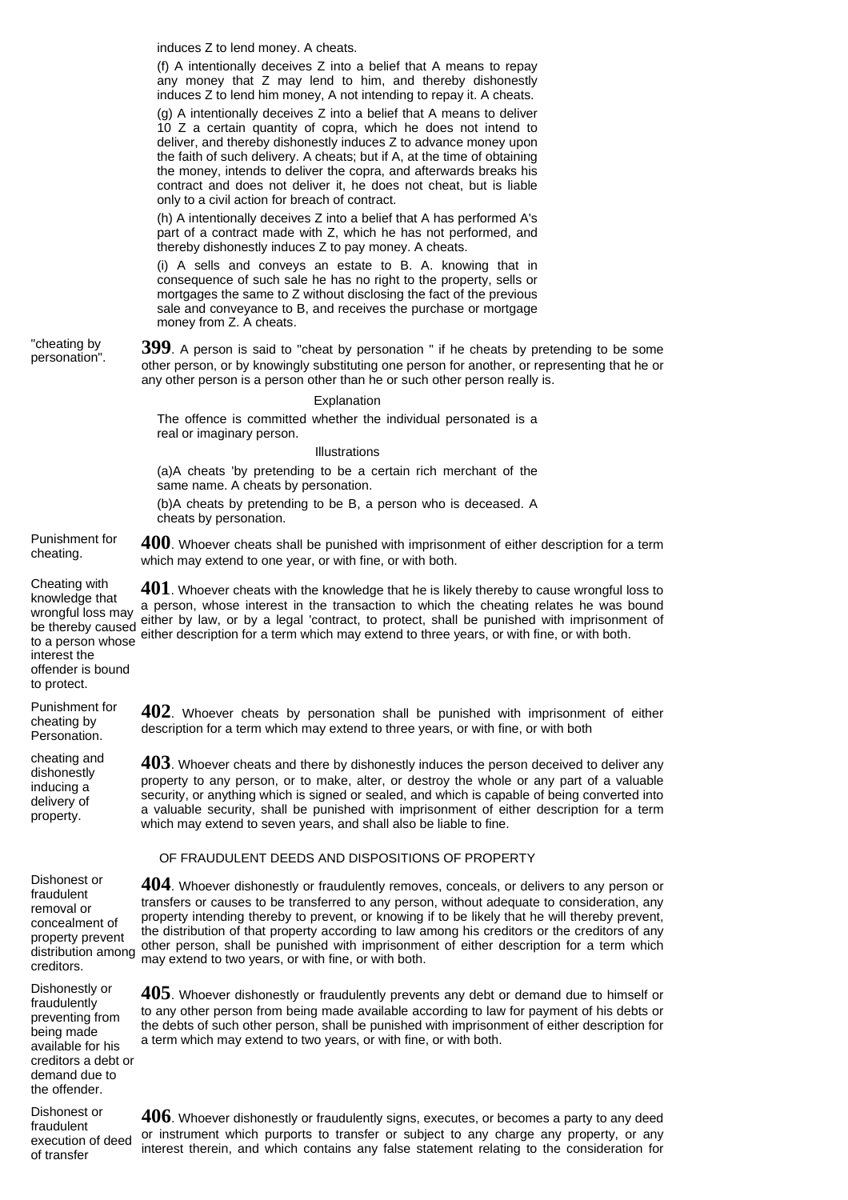induces Z to lend money. A cheats.

(f) A intentionally deceives Z into a belief that A means to repay any money that Z may lend to him, and thereby dishonestly induces Z to lend him money, A not intending to repay it. A cheats.

(g) A intentionally deceives Z into a belief that A means to deliver 10 Z a certain quantity of copra, which he does not intend to deliver, and thereby dishonestly induces Z to advance money upon the faith of such delivery. A cheats; but if A, at the time of obtaining the money, intends to deliver the copra, and afterwards breaks his contract and does not deliver it, he does not cheat, but is liable only to a civil action for breach of contract.

(h) A intentionally deceives Z into a belief that A has performed A's part of a contract made with Z, which he has not performed, and thereby dishonestly induces Z to pay money. A cheats.

(i) A sells and conveys an estate to B. A. knowing that in consequence of such sale he has no right to the property, sells or mortgages the same to Z without disclosing the fact of the previous sale and conveyance to B, and receives the purchase or mortgage money from Z. A cheats.

"cheating by personation".

**399**. A person is said to "cheat by personation " if he cheats by pretending to be some other person, or by knowingly substituting one person for another, or representing that he or any other person is a person other than he or such other person really is.

Explanation

The offence is committed whether the individual personated is a real or imaginary person.

Illustrations

(a)A cheats 'by pretending to be a certain rich merchant of the same name. A cheats by personation.

(b)A cheats by pretending to be B, a person who is deceased. A cheats by personation.

Punishment for cheating.

**400**. Whoever cheats shall be punished with imprisonment of either description for a term which may extend to one year, or with fine, or with both.

Cheating with knowledge that wrongful loss may be thereby caused to a person whose interest the offender is bound to protect.

**401**. Whoever cheats with the knowledge that he is likely thereby to cause wrongful loss to a person, whose interest in the transaction to which the cheating relates he was bound either by law, or by a legal 'contract, to protect, shall be punished with imprisonment of either description for a term which may extend to three years, or with fine, or with both.

Punishment for cheating by Personation.

**402**. Whoever cheats by personation shall be punished with imprisonment of either description for a term which may extend to three years, or with fine, or with both

cheating and dishonestly inducing a delivery of property.

**403**. Whoever cheats and there by dishonestly induces the person deceived to deliver any property to any person, or to make, alter, or destroy the whole or any part of a valuable security, or anything which is signed or sealed, and which is capable of being converted into a valuable security, shall be punished with imprisonment of either description for a term which may extend to seven years, and shall also be liable to fine.

## OF FRAUDULENT DEEDS AND DISPOSITIONS OF PROPERTY

Dishonest or fraudulent removal or concealment of property prevent distribution among creditors.

**404**. Whoever dishonestly or fraudulently removes, conceals, or delivers to any person or transfers or causes to be transferred to any person, without adequate to consideration, any property intending thereby to prevent, or knowing if to be likely that he will thereby prevent, the distribution of that property according to law among his creditors or the creditors of any other person, shall be punished with imprisonment of either description for a term which may extend to two years, or with fine, or with both.

Dishonestly or fraudulently preventing from being made available for his creditors a debt or demand due to the offender.

**405**. Whoever dishonestly or fraudulently prevents any debt or demand due to himself or to any other person from being made available according to law for payment of his debts or the debts of such other person, shall be punished with imprisonment of either description for a term which may extend to two years, or with fine, or with both.

Dishonest or fraudulent execution of deed of transfer

**406**. Whoever dishonestly or fraudulently signs, executes, or becomes a party to any deed or instrument which purports to transfer or subject to any charge any property, or any interest therein, and which contains any false statement relating to the consideration for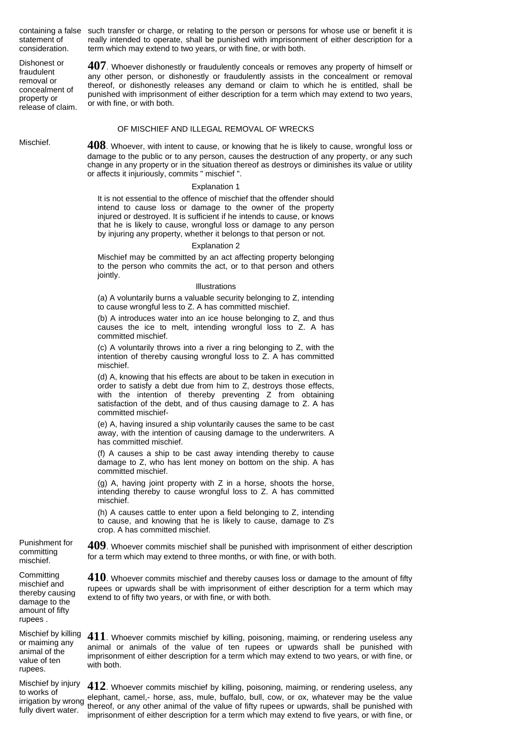containing a false statement of consideration.

such transfer or charge, or relating to the person or persons for whose use or benefit it is really intended to operate, shall be punished with imprisonment of either description for a term which may extend to two years, or with fine, or with both.

Dishonest or fraudulent removal or concealment of property or release of claim.

**407**. Whoever dishonestly or fraudulently conceals or removes any property of himself or any other person, or dishonestly or fraudulently assists in the concealment or removal thereof, or dishonestly releases any demand or claim to which he is entitled, shall be punished with imprisonment of either description for a term which may extend to two years, or with fine, or with both.

## OF MISCHIEF AND ILLEGAL REMOVAL OF WRECKS

Mischief.

**408**. Whoever, with intent to cause, or knowing that he is likely to cause, wrongful loss or damage to the public or to any person, causes the destruction of any property, or any such change in any property or in the situation thereof as destroys or diminishes its value or utility or affects it injuriously, commits " mischief ".

Explanation 1

It is not essential to the offence of mischief that the offender should intend to cause loss or damage to the owner of the property injured or destroyed. It is sufficient if he intends to cause, or knows that he is likely to cause, wrongful loss or damage to any person by injuring any property, whether it belongs to that person or not.

Explanation 2

Mischief may be committed by an act affecting property belonging to the person who commits the act, or to that person and others jointly.

Illustrations

(a) A voluntarily burns a valuable security belonging to Z, intending to cause wrongful less to Z. A has committed mischief.

(b) A introduces water into an ice house belonging to Z, and thus causes the ice to melt, intending wrongful loss to Z. A has committed mischief.

(c) A voluntarily throws into a river a ring belonging to Z, with the intention of thereby causing wrongful loss to Z. A has committed mischief.

(d) A, knowing that his effects are about to be taken in execution in order to satisfy a debt due from him to Z, destroys those effects, with the intention of thereby preventing Z from obtaining satisfaction of the debt, and of thus causing damage to Z. A has committed mischief-

(e) A, having insured a ship voluntarily causes the same to be cast away, with the intention of causing damage to the underwriters. A has committed mischief.

(f) A causes a ship to be cast away intending thereby to cause damage to Z, who has lent money on bottom on the ship. A has committed mischief.

(g) A, having joint property with Z in a horse, shoots the horse, intending thereby to cause wrongful loss to Z. A has committed mischief.

(h) A causes cattle to enter upon a field belonging to Z, intending to cause, and knowing that he is likely to cause, damage to Z's crop. A has committed mischief.

Punishment for committing mischief.

**409**. Whoever commits mischief shall be punished with imprisonment of either description for a term which may extend to three months, or with fine, or with both.

Committing mischief and thereby causing damage to the amount of fifty rupees .

**410**. Whoever commits mischief and thereby causes loss or damage to the amount of fifty rupees or upwards shall be with imprisonment of either description for a term which may extend to of fifty two years, or with fine, or with both.

Mischief by killing or maiming any animal of the value of ten rupees.

**411**. Whoever commits mischief by killing, poisoning, maiming, or rendering useless any animal or animals of the value of ten rupees or upwards shall be punished with imprisonment of either description for a term which may extend to two years, or with fine, or with both.

Mischief by injury to works of irrigation by wrong fully divert water.

**412**. Whoever commits mischief by killing, poisoning, maiming, or rendering useless, any elephant, camel,- horse, ass, mule, buffalo, bull, cow, or ox, whatever may be the value thereof, or any other animal of the value of fifty rupees or upwards, shall be punished with imprisonment of either description for a term which may extend to five years, or with fine, or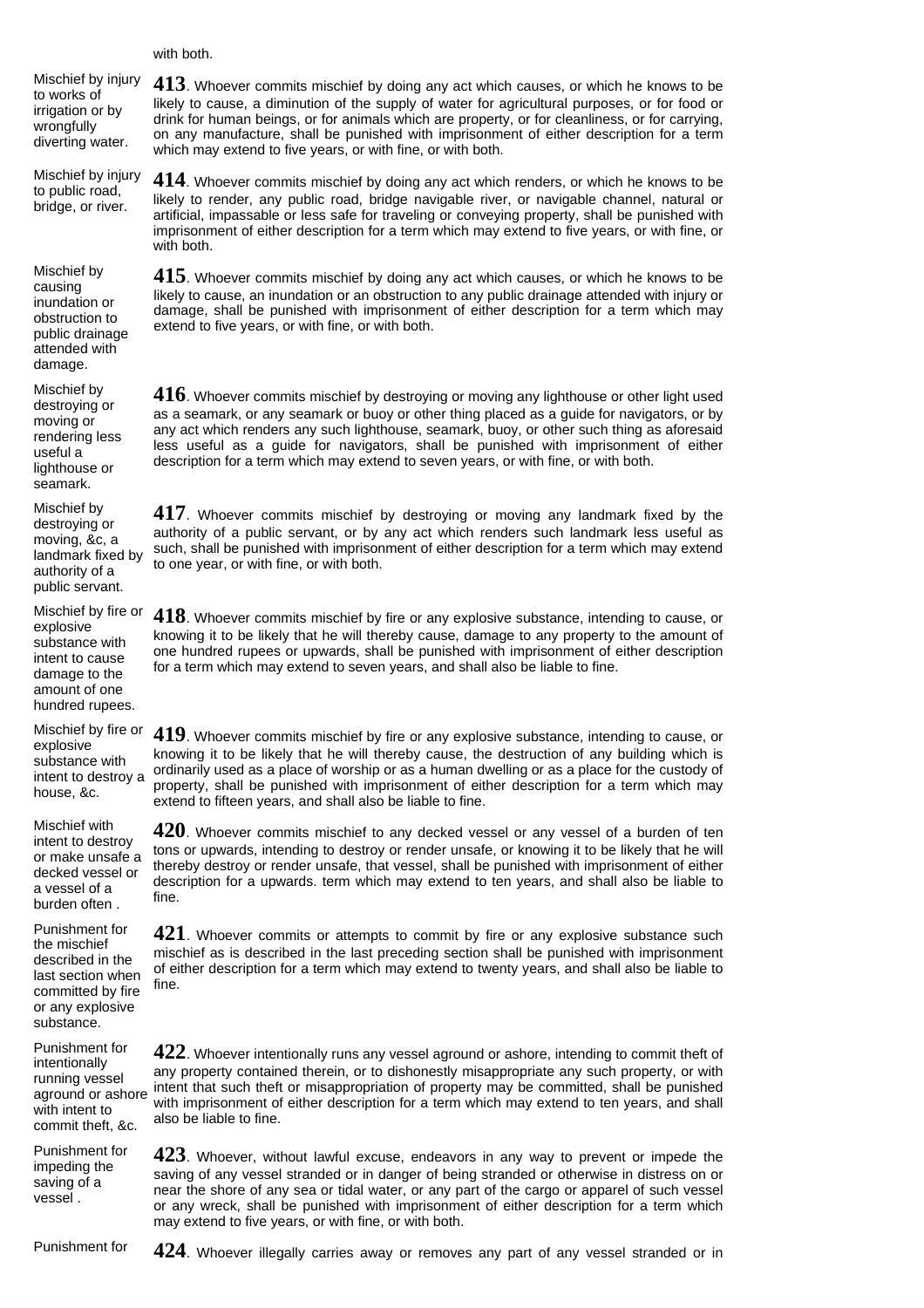with both.

Mischief by injury to works of irrigation or by wrongfully diverting water.

**413**. Whoever commits mischief by doing any act which causes, or which he knows to be likely to cause, a diminution of the supply of water for agricultural purposes, or for food or drink for human beings, or for animals which are property, or for cleanliness, or for carrying, on any manufacture, shall be punished with imprisonment of either description for a term which may extend to five years, or with fine, or with both.

Mischief by injury to public road, bridge, or river.

**414**. Whoever commits mischief by doing any act which renders, or which he knows to be likely to render, any public road, bridge navigable river, or navigable channel, natural or artificial, impassable or less safe for traveling or conveying property, shall be punished with imprisonment of either description for a term which may extend to five years, or with fine, or with both.

Mischief by causing inundation or obstruction to public drainage attended with damage.

**415**. Whoever commits mischief by doing any act which causes, or which he knows to be likely to cause, an inundation or an obstruction to any public drainage attended with injury or damage, shall be punished with imprisonment of either description for a term which may extend to five years, or with fine, or with both.

Mischief by destroying or moving or rendering less useful a lighthouse or seamark.

**416**. Whoever commits mischief by destroying or moving any lighthouse or other light used as a seamark, or any seamark or buoy or other thing placed as a guide for navigators, or by any act which renders any such lighthouse, seamark, buoy, or other such thing as aforesaid less useful as a guide for navigators, shall be punished with imprisonment of either description for a term which may extend to seven years, or with fine, or with both.

Mischief by destroying or moving, &c, a landmark fixed by authority of a public servant.

**417**. Whoever commits mischief by destroying or moving any landmark fixed by the authority of a public servant, or by any act which renders such landmark less useful as such, shall be punished with imprisonment of either description for a term which may extend to one year, or with fine, or with both.

Mischief by fire or explosive substance with intent to cause damage to the amount of one hundred rupees.

**418**. Whoever commits mischief by fire or any explosive substance, intending to cause, or knowing it to be likely that he will thereby cause, damage to any property to the amount of one hundred rupees or upwards, shall be punished with imprisonment of either description for a term which may extend to seven years, and shall also be liable to fine.

Mischief by fire or explosive substance with intent to destroy a house, &c.

**419**. Whoever commits mischief by fire or any explosive substance, intending to cause, or knowing it to be likely that he will thereby cause, the destruction of any building which is ordinarily used as a place of worship or as a human dwelling or as a place for the custody of property, shall be punished with imprisonment of either description for a term which may extend to fifteen years, and shall also be liable to fine.

Mischief with intent to destroy or make unsafe a decked vessel or a vessel of a burden often .

**420**. Whoever commits mischief to any decked vessel or any vessel of a burden of ten tons or upwards, intending to destroy or render unsafe, or knowing it to be likely that he will thereby destroy or render unsafe, that vessel, shall be punished with imprisonment of either description for a upwards. term which may extend to ten years, and shall also be liable to fine.

Punishment for the mischief described in the last section when committed by fire or any explosive substance.

**421**. Whoever commits or attempts to commit by fire or any explosive substance such mischief as is described in the last preceding section shall be punished with imprisonment of either description for a term which may extend to twenty years, and shall also be liable to fine.

Punishment for intentionally running vessel aground or ashore with intent to commit theft, &c.

**422**. Whoever intentionally runs any vessel aground or ashore, intending to commit theft of any property contained therein, or to dishonestly misappropriate any such property, or with intent that such theft or misappropriation of property may be committed, shall be punished with imprisonment of either description for a term which may extend to ten years, and shall also be liable to fine.

Punishment for impeding the saving of a vessel .

**423**. Whoever, without lawful excuse, endeavors in any way to prevent or impede the saving of any vessel stranded or in danger of being stranded or otherwise in distress on or near the shore of any sea or tidal water, or any part of the cargo or apparel of such vessel or any wreck, shall be punished with imprisonment of either description for a term which may extend to five years, or with fine, or with both.

Punishment for

**424**. Whoever illegally carries away or removes any part of any vessel stranded or in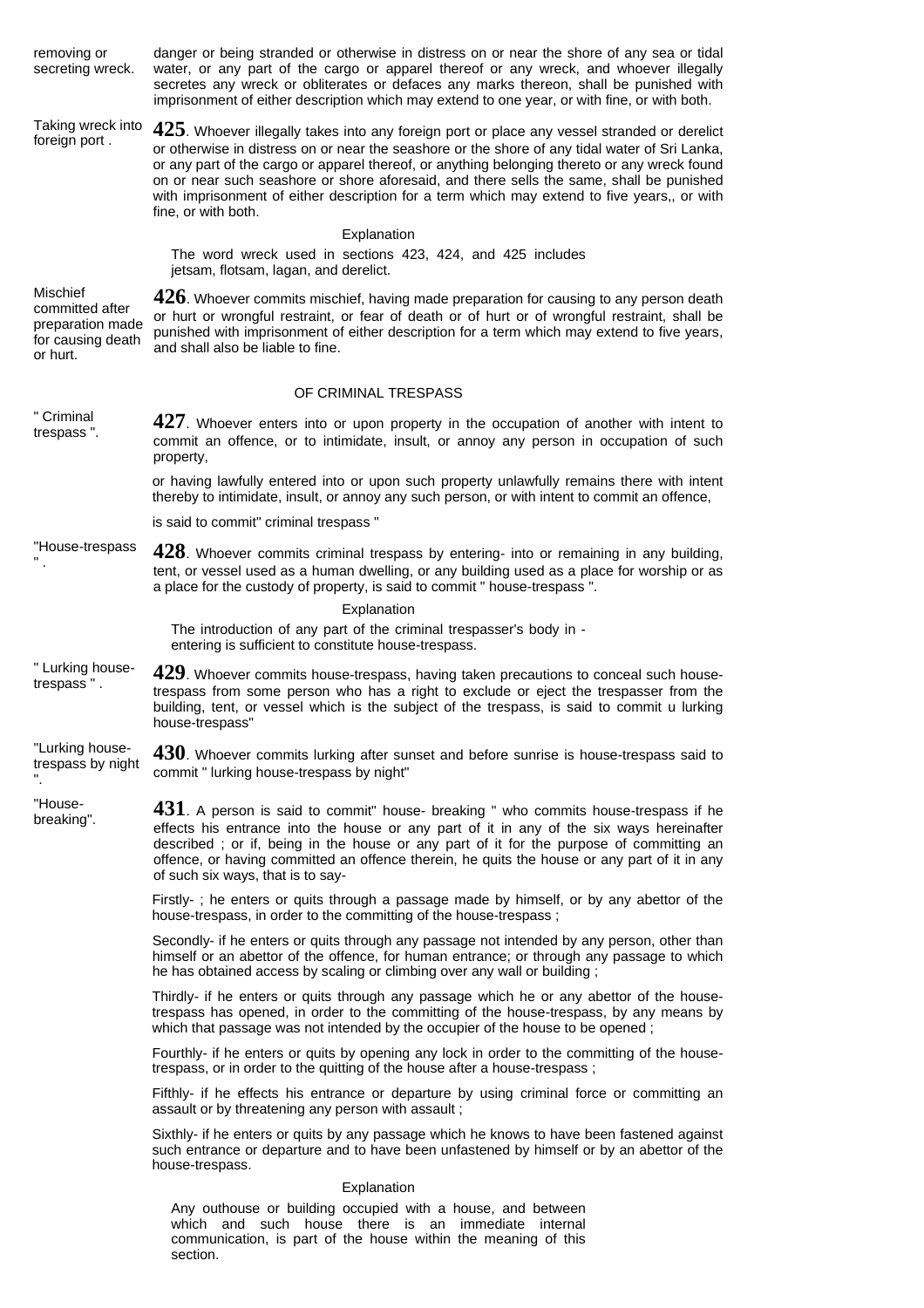removing or secreting wreck.

danger or being stranded or otherwise in distress on or near the shore of any sea or tidal water, or any part of the cargo or apparel thereof or any wreck, and whoever illegally secretes any wreck or obliterates or defaces any marks thereon, shall be punished with imprisonment of either description which may extend to one year, or with fine, or with both.

Taking wreck into foreign port .

**425**. Whoever illegally takes into any foreign port or place any vessel stranded or derelict or otherwise in distress on or near the seashore or the shore of any tidal water of Sri Lanka, or any part of the cargo or apparel thereof, or anything belonging thereto or any wreck found on or near such seashore or shore aforesaid, and there sells the same, shall be punished with imprisonment of either description for a term which may extend to five years,, or with fine, or with both.

Explanation

The word wreck used in sections 423, 424, and 425 includes jetsam, flotsam, lagan, and derelict.

Mischief committed after preparation made for causing death or hurt.

**426**. Whoever commits mischief, having made preparation for causing to any person death or hurt or wrongful restraint, or fear of death or of hurt or of wrongful restraint, shall be punished with imprisonment of either description for a term which may extend to five years, and shall also be liable to fine.

OF CRIMINAL TRESPASS

" Criminal trespass ".

**427**. Whoever enters into or upon property in the occupation of another with intent to commit an offence, or to intimidate, insult, or annoy any person in occupation of such property,

or having lawfully entered into or upon such property unlawfully remains there with intent thereby to intimidate, insult, or annoy any such person, or with intent to commit an offence,

is said to commit" criminal trespass "

"House-trespass " .

**428**. Whoever commits criminal trespass by entering- into or remaining in any building, tent, or vessel used as a human dwelling, or any building used as a place for worship or as a place for the custody of property, is said to commit " house-trespass ".

Explanation

The introduction of any part of the criminal trespasser's body in - entering is sufficient to constitute house-trespass.

" Lurking house-trespass " .

**429**. Whoever commits house-trespass, having taken precautions to conceal such house-trespass from some person who has a right to exclude or eject the trespasser from the building, tent, or vessel which is the subject of the trespass, is said to commit u lurking house-trespass"

"Lurking house-trespass by night ".

**430**. Whoever commits lurking after sunset and before sunrise is house-trespass said to commit " lurking house-trespass by night"

"House-breaking".

**431**. A person is said to commit" house- breaking " who commits house-trespass if he effects his entrance into the house or any part of it in any of the six ways hereinafter described ; or if, being in the house or any part of it for the purpose of committing an offence, or having committed an offence therein, he quits the house or any part of it in any of such six ways, that is to say-

Firstly- ; he enters or quits through a passage made by himself, or by any abettor of the house-trespass, in order to the committing of the house-trespass ;

Secondly- if he enters or quits through any passage not intended by any person, other than himself or an abettor of the offence, for human entrance; or through any passage to which he has obtained access by scaling or climbing over any wall or building ;

Thirdly- if he enters or quits through any passage which he or any abettor of the house-trespass has opened, in order to the committing of the house-trespass, by any means by which that passage was not intended by the occupier of the house to be opened ;

Fourthly- if he enters or quits by opening any lock in order to the committing of the house-trespass, or in order to the quitting of the house after a house-trespass ;

Fifthly- if he effects his entrance or departure by using criminal force or committing an assault or by threatening any person with assault ;

Sixthly- if he enters or quits by any passage which he knows to have been fastened against such entrance or departure and to have been unfastened by himself or by an abettor of the house-trespass.

Explanation

Any outhouse or building occupied with a house, and between which and such house there is an immediate internal communication, is part of the house within the meaning of this section.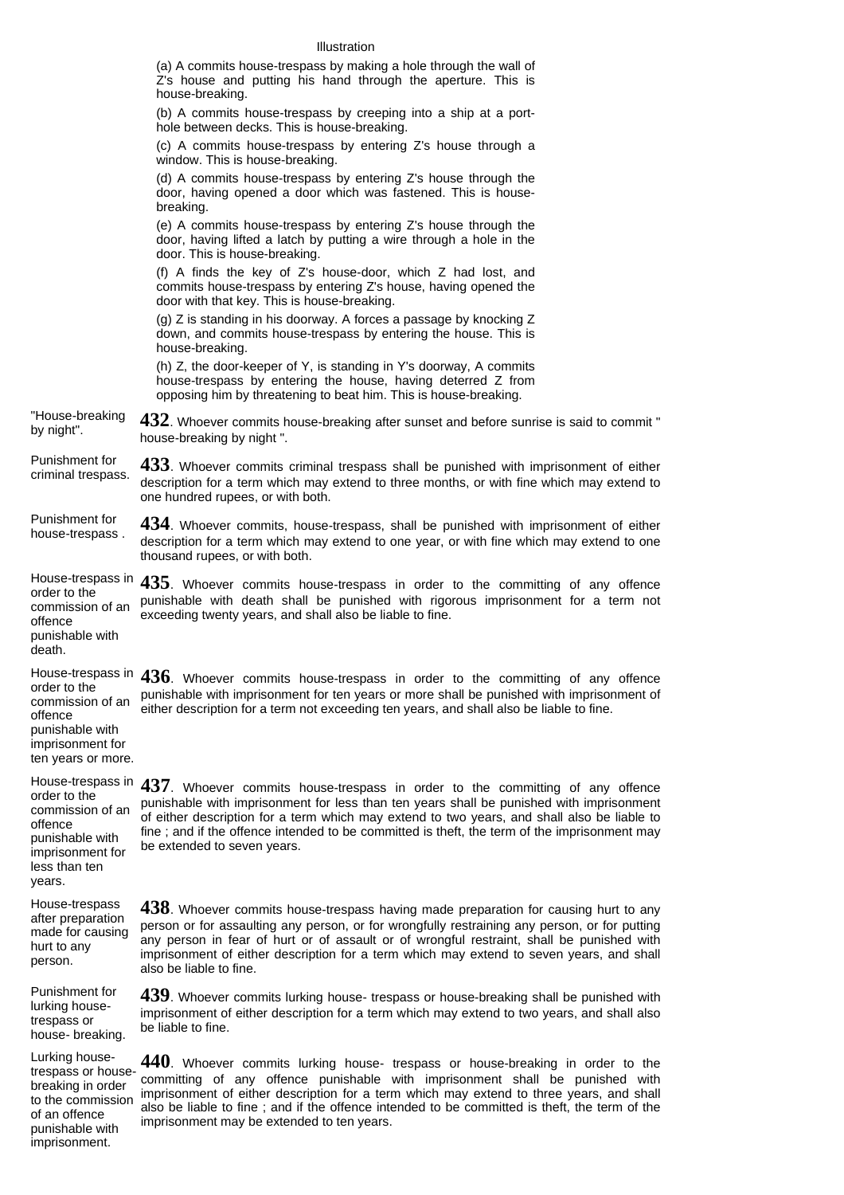Illustration

(a) A commits house-trespass by making a hole through the wall of Z's house and putting his hand through the aperture. This is house-breaking.

(b) A commits house-trespass by creeping into a ship at a port-hole between decks. This is house-breaking.

(c) A commits house-trespass by entering Z's house through a window. This is house-breaking.

(d) A commits house-trespass by entering Z's house through the door, having opened a door which was fastened. This is house-breaking.

(e) A commits house-trespass by entering Z's house through the door, having lifted a latch by putting a wire through a hole in the door. This is house-breaking.

(f) A finds the key of Z's house-door, which Z had lost, and commits house-trespass by entering Z's house, having opened the door with that key. This is house-breaking.

(g) Z is standing in his doorway. A forces a passage by knocking Z down, and commits house-trespass by entering the house. This is house-breaking.

(h) Z, the door-keeper of Y, is standing in Y's doorway, A commits house-trespass by entering the house, having deterred Z from opposing him by threatening to beat him. This is house-breaking.

"House-breaking by night".

**432**. Whoever commits house-breaking after sunset and before sunrise is said to commit " house-breaking by night ".

Punishment for criminal trespass.

**433**. Whoever commits criminal trespass shall be punished with imprisonment of either description for a term which may extend to three months, or with fine which may extend to one hundred rupees, or with both.

Punishment for house-trespass .

**434**. Whoever commits, house-trespass, shall be punished with imprisonment of either description for a term which may extend to one year, or with fine which may extend to one thousand rupees, or with both.

House-trespass in order to the commission of an offence punishable with death.

**435**. Whoever commits house-trespass in order to the committing of any offence punishable with death shall be punished with rigorous imprisonment for a term not exceeding twenty years, and shall also be liable to fine.

House-trespass in order to the commission of an offence punishable with imprisonment for ten years or more.

**436**. Whoever commits house-trespass in order to the committing of any offence punishable with imprisonment for ten years or more shall be punished with imprisonment of either description for a term not exceeding ten years, and shall also be liable to fine.

House-trespass in order to the commission of an offence punishable with imprisonment for less than ten years.

**437**. Whoever commits house-trespass in order to the committing of any offence punishable with imprisonment for less than ten years shall be punished with imprisonment of either description for a term which may extend to two years, and shall also be liable to fine ; and if the offence intended to be committed is theft, the term of the imprisonment may be extended to seven years.

House-trespass after preparation made for causing hurt to any person.

**438**. Whoever commits house-trespass having made preparation for causing hurt to any person or for assaulting any person, or for wrongfully restraining any person, or for putting any person in fear of hurt or of assault or of wrongful restraint, shall be punished with imprisonment of either description for a term which may extend to seven years, and shall also be liable to fine.

Punishment for lurking house-trespass or house- breaking.

**439**. Whoever commits lurking house- trespass or house-breaking shall be punished with imprisonment of either description for a term which may extend to two years, and shall also be liable to fine.

Lurking house-trespass or house-breaking in order to the commission of an offence punishable with imprisonment.

**440**. Whoever commits lurking house- trespass or house-breaking in order to the committing of any offence punishable with imprisonment shall be punished with imprisonment of either description for a term which may extend to three years, and shall also be liable to fine ; and if the offence intended to be committed is theft, the term of the imprisonment may be extended to ten years.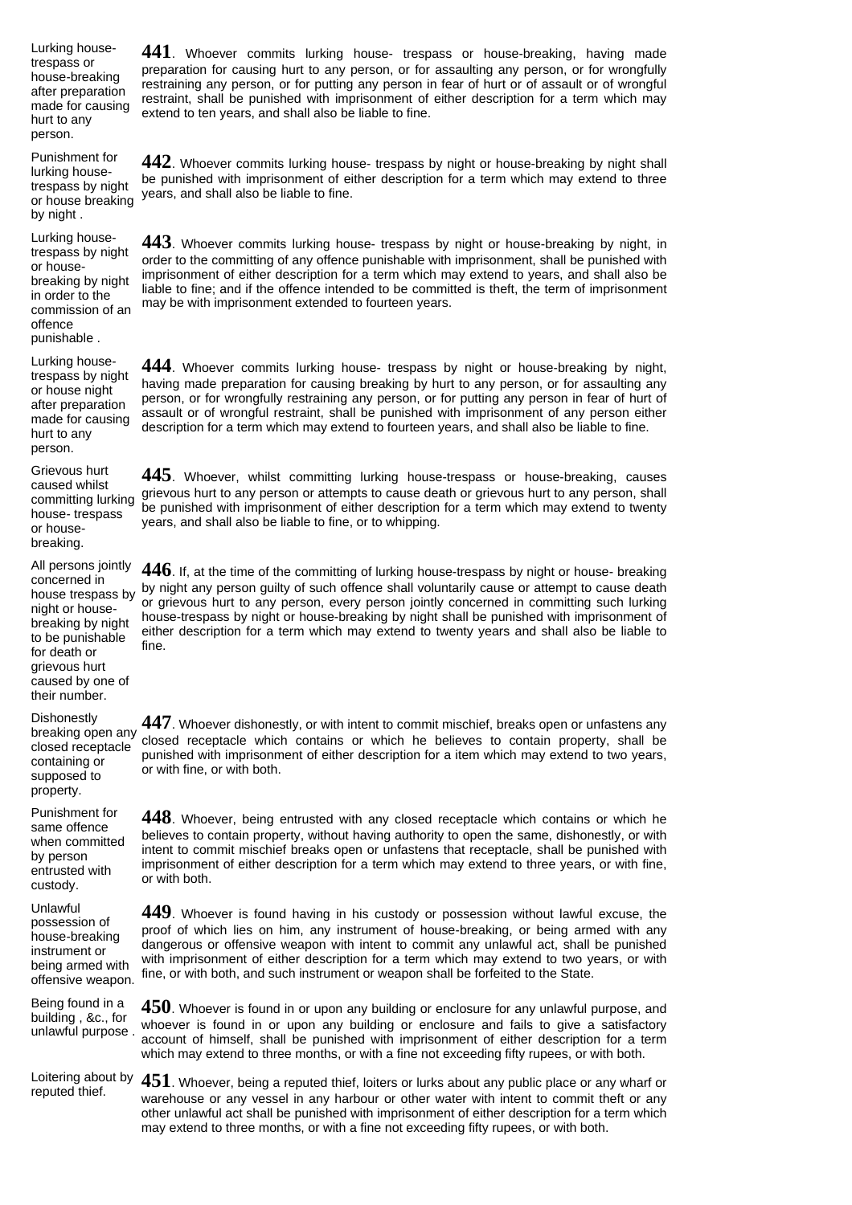**Lurking house-trespass or house-breaking after preparation made for causing hurt to any person.**

**441**. Whoever commits lurking house- trespass or house-breaking, having made preparation for causing hurt to any person, or for assaulting any person, or for wrongfully restraining any person, or for putting any person in fear of hurt or of assault or of wrongful restraint, shall be punished with imprisonment of either description for a term which may extend to ten years, and shall also be liable to fine.

**Punishment for lurking house-trespass by night or house breaking by night .**

**442**. Whoever commits lurking house- trespass by night or house-breaking by night shall be punished with imprisonment of either description for a term which may extend to three years, and shall also be liable to fine.

**Lurking house-trespass by night or house-breaking by night in order to the commission of an offence punishable .**

**443**. Whoever commits lurking house- trespass by night or house-breaking by night, in order to the committing of any offence punishable with imprisonment, shall be punished with imprisonment of either description for a term which may extend to years, and shall also be liable to fine; and if the offence intended to be committed is theft, the term of imprisonment may be with imprisonment extended to fourteen years.

**Lurking house-trespass by night or house night after preparation made for causing hurt to any person.**

**444**. Whoever commits lurking house- trespass by night or house-breaking by night, having made preparation for causing breaking by hurt to any person, or for assaulting any person, or for wrongfully restraining any person, or for putting any person in fear of hurt of assault or of wrongful restraint, shall be punished with imprisonment of any person either description for a term which may extend to fourteen years, and shall also be liable to fine.

**Grievous hurt caused whilst committing lurking house- trespass or house-breaking.**

**445**. Whoever, whilst committing lurking house-trespass or house-breaking, causes grievous hurt to any person or attempts to cause death or grievous hurt to any person, shall be punished with imprisonment of either description for a term which may extend to twenty years, and shall also be liable to fine, or to whipping.

**All persons jointly concerned in house trespass by night or house-breaking by night to be punishable for death or grievous hurt caused by one of their number.**

**446**. If, at the time of the committing of lurking house-trespass by night or house- breaking by night any person guilty of such offence shall voluntarily cause or attempt to cause death or grievous hurt to any person, every person jointly concerned in committing such lurking house-trespass by night or house-breaking by night shall be punished with imprisonment of either description for a term which may extend to twenty years and shall also be liable to fine.

**Dishonestly breaking open any closed receptacle containing or supposed to property.**

**447**. Whoever dishonestly, or with intent to commit mischief, breaks open or unfastens any closed receptacle which contains or which he believes to contain property, shall be punished with imprisonment of either description for a item which may extend to two years, or with fine, or with both.

**Punishment for same offence when committed by person entrusted with custody.**

**448**. Whoever, being entrusted with any closed receptacle which contains or which he believes to contain property, without having authority to open the same, dishonestly, or with intent to commit mischief breaks open or unfastens that receptacle, shall be punished with imprisonment of either description for a term which may extend to three years, or with fine, or with both.

**Unlawful possession of house-breaking instrument or being armed with offensive weapon.**

**449**. Whoever is found having in his custody or possession without lawful excuse, the proof of which lies on him, any instrument of house-breaking, or being armed with any dangerous or offensive weapon with intent to commit any unlawful act, shall be punished with imprisonment of either description for a term which may extend to two years, or with fine, or with both, and such instrument or weapon shall be forfeited to the State.

**Being found in a building , &c., for unlawful purpose .**

**450**. Whoever is found in or upon any building or enclosure for any unlawful purpose, and whoever is found in or upon any building or enclosure and fails to give a satisfactory account of himself, shall be punished with imprisonment of either description for a term which may extend to three months, or with a fine not exceeding fifty rupees, or with both.

**Loitering about by reputed thief.**

**451**. Whoever, being a reputed thief, loiters or lurks about any public place or any wharf or warehouse or any vessel in any harbour or other water with intent to commit theft or any other unlawful act shall be punished with imprisonment of either description for a term which may extend to three months, or with a fine not exceeding fifty rupees, or with both.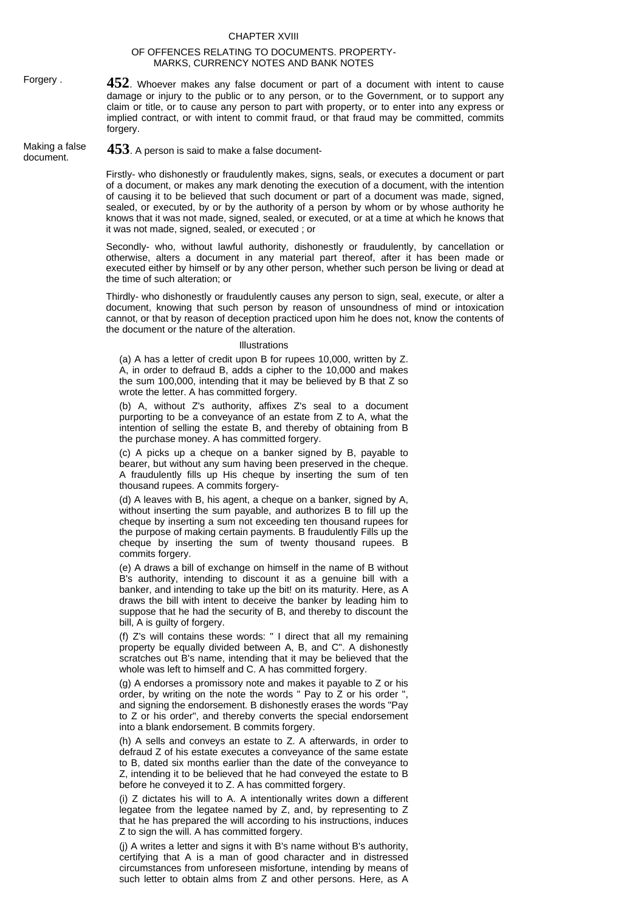## CHAPTER XVIII

### OF OFFENCES RELATING TO DOCUMENTS. PROPERTY-MARKS, CURRENCY NOTES AND BANK NOTES

Forgery .

**452**. Whoever makes any false document or part of a document with intent to cause damage or injury to the public or to any person, or to the Government, or to support any claim or title, or to cause any person to part with property, or to enter into any express or implied contract, or with intent to commit fraud, or that fraud may be committed, commits forgery.

Making a false document.

**453**. A person is said to make a false document-

Firstly- who dishonestly or fraudulently makes, signs, seals, or executes a document or part of a document, or makes any mark denoting the execution of a document, with the intention of causing it to be believed that such document or part of a document was made, signed, sealed, or executed, by or by the authority of a person by whom or by whose authority he knows that it was not made, signed, sealed, or executed, or at a time at which he knows that it was not made, signed, sealed, or executed ; or

Secondly- who, without lawful authority, dishonestly or fraudulently, by cancellation or otherwise, alters a document in any material part thereof, after it has been made or executed either by himself or by any other person, whether such person be living or dead at the time of such alteration; or

Thirdly- who dishonestly or fraudulently causes any person to sign, seal, execute, or alter a document, knowing that such person by reason of unsoundness of mind or intoxication cannot, or that by reason of deception practiced upon him he does not, know the contents of the document or the nature of the alteration.

Illustrations

(a) A has a letter of credit upon B for rupees 10,000, written by Z. A, in order to defraud B, adds a cipher to the 10,000 and makes the sum 100,000, intending that it may be believed by B that Z so wrote the letter. A has committed forgery.

(b) A, without Z's authority, affixes Z's seal to a document purporting to be a conveyance of an estate from Z to A, what the intention of selling the estate B, and thereby of obtaining from B the purchase money. A has committed forgery.

(c) A picks up a cheque on a banker signed by B, payable to bearer, but without any sum having been preserved in the cheque. A fraudulently fills up His cheque by inserting the sum of ten thousand rupees. A commits forgery-

(d) A leaves with B, his agent, a cheque on a banker, signed by A, without inserting the sum payable, and authorizes B to fill up the cheque by inserting a sum not exceeding ten thousand rupees for the purpose of making certain payments. B fraudulently Fills up the cheque by inserting the sum of twenty thousand rupees. B commits forgery.

(e) A draws a bill of exchange on himself in the name of B without B's authority, intending to discount it as a genuine bill with a banker, and intending to take up the bit! on its maturity. Here, as A draws the bill with intent to deceive the banker by leading him to suppose that he had the security of B, and thereby to discount the bill, A is guilty of forgery.

(f) Z's will contains these words: " I direct that all my remaining property be equally divided between A, B, and C". A dishonestly scratches out B's name, intending that it may be believed that the whole was left to himself and C. A has committed forgery.

(g) A endorses a promissory note and makes it payable to Z or his order, by writing on the note the words " Pay to Z or his order ", and signing the endorsement. B dishonestly erases the words "Pay to Z or his order", and thereby converts the special endorsement into a blank endorsement. B commits forgery.

(h) A sells and conveys an estate to Z. A afterwards, in order to defraud Z of his estate executes a conveyance of the same estate to B, dated six months earlier than the date of the conveyance to Z, intending it to be believed that he had conveyed the estate to B before he conveyed it to Z. A has committed forgery.

(i) Z dictates his will to A. A intentionally writes down a different legatee from the legatee named by Z, and, by representing to Z that he has prepared the will according to his instructions, induces Z to sign the will. A has committed forgery.

(j) A writes a letter and signs it with B's name without B's authority, certifying that A is a man of good character and in distressed circumstances from unforeseen misfortune, intending by means of such letter to obtain alms from Z and other persons. Here, as A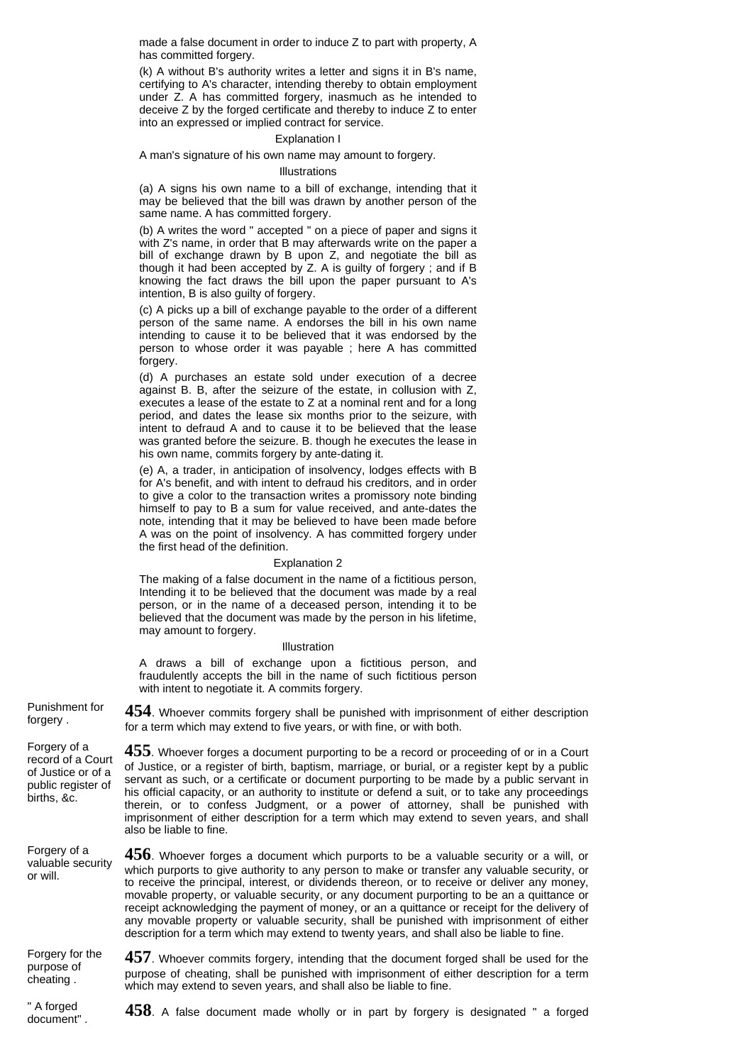made a false document in order to induce Z to part with property, A has committed forgery.

(k) A without B's authority writes a letter and signs it in B's name, certifying to A's character, intending thereby to obtain employment under Z. A has committed forgery, inasmuch as he intended to deceive Z by the forged certificate and thereby to induce Z to enter into an expressed or implied contract for service.

Explanation I

A man's signature of his own name may amount to forgery.

Illustrations

(a) A signs his own name to a bill of exchange, intending that it may be believed that the bill was drawn by another person of the same name. A has committed forgery.

(b) A writes the word " accepted " on a piece of paper and signs it with Z's name, in order that B may afterwards write on the paper a bill of exchange drawn by B upon Z, and negotiate the bill as though it had been accepted by Z. A is guilty of forgery ; and if B knowing the fact draws the bill upon the paper pursuant to A's intention, B is also guilty of forgery.

(c) A picks up a bill of exchange payable to the order of a different person of the same name. A endorses the bill in his own name intending to cause it to be believed that it was endorsed by the person to whose order it was payable ; here A has committed forgery.

(d) A purchases an estate sold under execution of a decree against B. B, after the seizure of the estate, in collusion with Z, executes a lease of the estate to Z at a nominal rent and for a long period, and dates the lease six months prior to the seizure, with intent to defraud A and to cause it to be believed that the lease was granted before the seizure. B. though he executes the lease in his own name, commits forgery by ante-dating it.

(e) A, a trader, in anticipation of insolvency, lodges effects with B for A's benefit, and with intent to defraud his creditors, and in order to give a color to the transaction writes a promissory note binding himself to pay to B a sum for value received, and ante-dates the note, intending that it may be believed to have been made before A was on the point of insolvency. A has committed forgery under the first head of the definition.

Explanation 2

The making of a false document in the name of a fictitious person, Intending it to be believed that the document was made by a real person, or in the name of a deceased person, intending it to be believed that the document was made by the person in his lifetime, may amount to forgery.

Illustration

A draws a bill of exchange upon a fictitious person, and fraudulently accepts the bill in the name of such fictitious person with intent to negotiate it. A commits forgery.

Punishment for forgery .

**454**. Whoever commits forgery shall be punished with imprisonment of either description for a term which may extend to five years, or with fine, or with both.

Forgery of a record of a Court of Justice or of a public register of births, &c.

**455**. Whoever forges a document purporting to be a record or proceeding of or in a Court of Justice, or a register of birth, baptism, marriage, or burial, or a register kept by a public servant as such, or a certificate or document purporting to be made by a public servant in his official capacity, or an authority to institute or defend a suit, or to take any proceedings therein, or to confess Judgment, or a power of attorney, shall be punished with imprisonment of either description for a term which may extend to seven years, and shall also be liable to fine.

Forgery of a valuable security or will.

**456**. Whoever forges a document which purports to be a valuable security or a will, or which purports to give authority to any person to make or transfer any valuable security, or to receive the principal, interest, or dividends thereon, or to receive or deliver any money, movable property, or valuable security, or any document purporting to be an a quittance or receipt acknowledging the payment of money, or an a quittance or receipt for the delivery of any movable property or valuable security, shall be punished with imprisonment of either description for a term which may extend to twenty years, and shall also be liable to fine.

Forgery for the purpose of cheating .

**457**. Whoever commits forgery, intending that the document forged shall be used for the purpose of cheating, shall be punished with imprisonment of either description for a term which may extend to seven years, and shall also be liable to fine.

" A forged document" .

**458**. A false document made wholly or in part by forgery is designated " a forged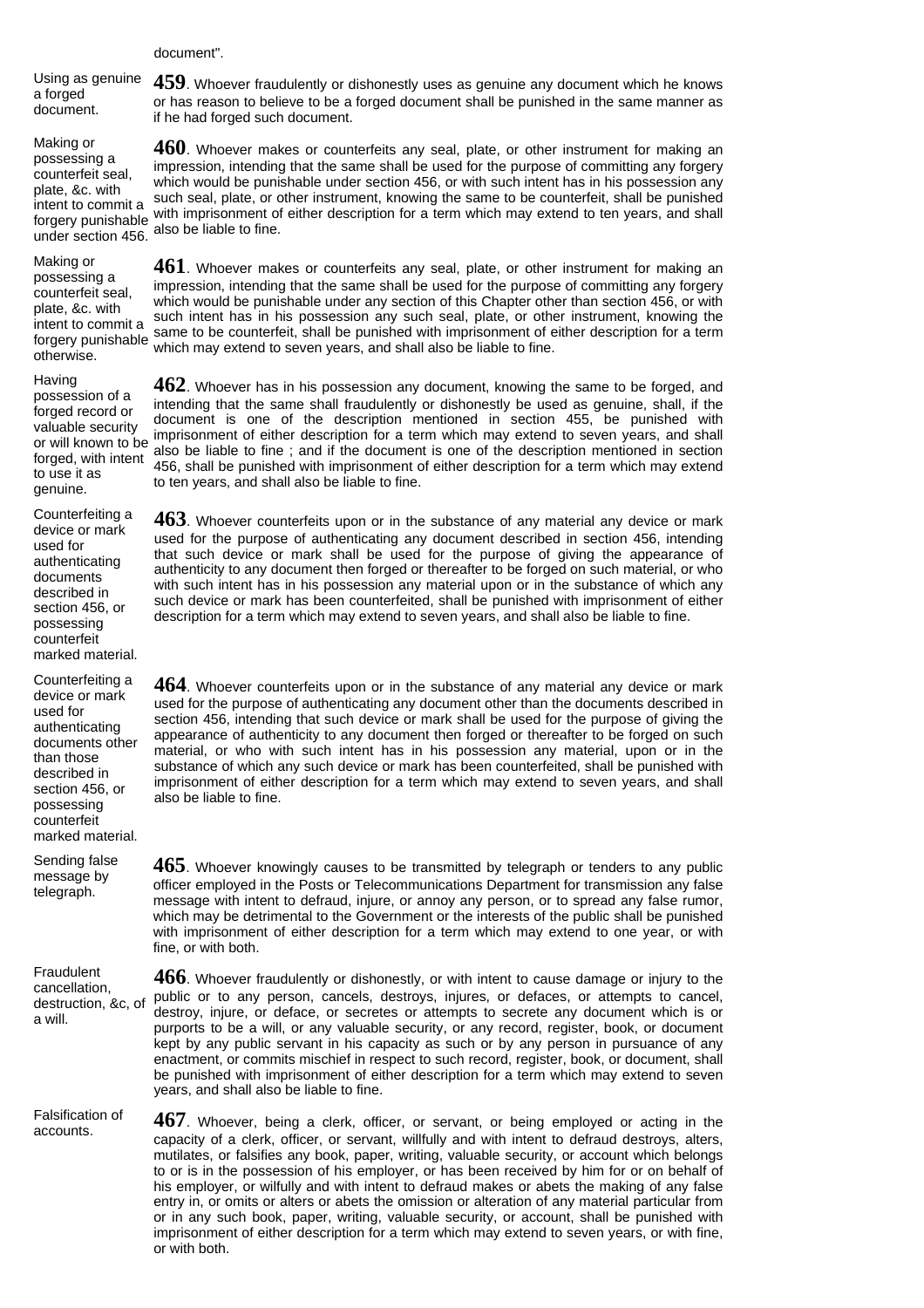document".

Using as genuine a forged document.

**459**. Whoever fraudulently or dishonestly uses as genuine any document which he knows or has reason to believe to be a forged document shall be punished in the same manner as if he had forged such document.

Making or possessing a counterfeit seal, plate, &c. with intent to commit a forgery punishable under section 456.

**460**. Whoever makes or counterfeits any seal, plate, or other instrument for making an impression, intending that the same shall be used for the purpose of committing any forgery which would be punishable under section 456, or with such intent has in his possession any such seal, plate, or other instrument, knowing the same to be counterfeit, shall be punished with imprisonment of either description for a term which may extend to ten years, and shall also be liable to fine.

Making or possessing a counterfeit seal, plate, &c. with intent to commit a forgery punishable otherwise.

**461**. Whoever makes or counterfeits any seal, plate, or other instrument for making an impression, intending that the same shall be used for the purpose of committing any forgery which would be punishable under any section of this Chapter other than section 456, or with such intent has in his possession any such seal, plate, or other instrument, knowing the same to be counterfeit, shall be punished with imprisonment of either description for a term which may extend to seven years, and shall also be liable to fine.

Having possession of a forged record or valuable security or will known to be forged, with intent to use it as genuine.

**462**. Whoever has in his possession any document, knowing the same to be forged, and intending that the same shall fraudulently or dishonestly be used as genuine, shall, if the document is one of the description mentioned in section 455, be punished with imprisonment of either description for a term which may extend to seven years, and shall also be liable to fine ; and if the document is one of the description mentioned in section 456, shall be punished with imprisonment of either description for a term which may extend to ten years, and shall also be liable to fine.

Counterfeiting a device or mark used for authenticating documents described in section 456, or possessing counterfeit marked material.

**463**. Whoever counterfeits upon or in the substance of any material any device or mark used for the purpose of authenticating any document described in section 456, intending that such device or mark shall be used for the purpose of giving the appearance of authenticity to any document then forged or thereafter to be forged on such material, or who with such intent has in his possession any material upon or in the substance of which any such device or mark has been counterfeited, shall be punished with imprisonment of either description for a term which may extend to seven years, and shall also be liable to fine.

Counterfeiting a device or mark used for authenticating documents other than those described in section 456, or possessing counterfeit marked material.

**464**. Whoever counterfeits upon or in the substance of any material any device or mark used for the purpose of authenticating any document other than the documents described in section 456, intending that such device or mark shall be used for the purpose of giving the appearance of authenticity to any document then forged or thereafter to be forged on such material, or who with such intent has in his possession any material, upon or in the substance of which any such device or mark has been counterfeited, shall be punished with imprisonment of either description for a term which may extend to seven years, and shall also be liable to fine.

Sending false message by telegraph.

**465**. Whoever knowingly causes to be transmitted by telegraph or tenders to any public officer employed in the Posts or Telecommunications Department for transmission any false message with intent to defraud, injure, or annoy any person, or to spread any false rumor, which may be detrimental to the Government or the interests of the public shall be punished with imprisonment of either description for a term which may extend to one year, or with fine, or with both.

Fraudulent cancellation, destruction, &c, of a will.

**466**. Whoever fraudulently or dishonestly, or with intent to cause damage or injury to the public or to any person, cancels, destroys, injures, or defaces, or attempts to cancel, destroy, injure, or deface, or secretes or attempts to secrete any document which is or purports to be a will, or any valuable security, or any record, register, book, or document kept by any public servant in his capacity as such or by any person in pursuance of any enactment, or commits mischief in respect to such record, register, book, or document, shall be punished with imprisonment of either description for a term which may extend to seven years, and shall also be liable to fine.

Falsification of accounts.

**467**. Whoever, being a clerk, officer, or servant, or being employed or acting in the capacity of a clerk, officer, or servant, willfully and with intent to defraud destroys, alters, mutilates, or falsifies any book, paper, writing, valuable security, or account which belongs to or is in the possession of his employer, or has been received by him for or on behalf of his employer, or wilfully and with intent to defraud makes or abets the making of any false entry in, or omits or alters or abets the omission or alteration of any material particular from or in any such book, paper, writing, valuable security, or account, shall be punished with imprisonment of either description for a term which may extend to seven years, or with fine, or with both.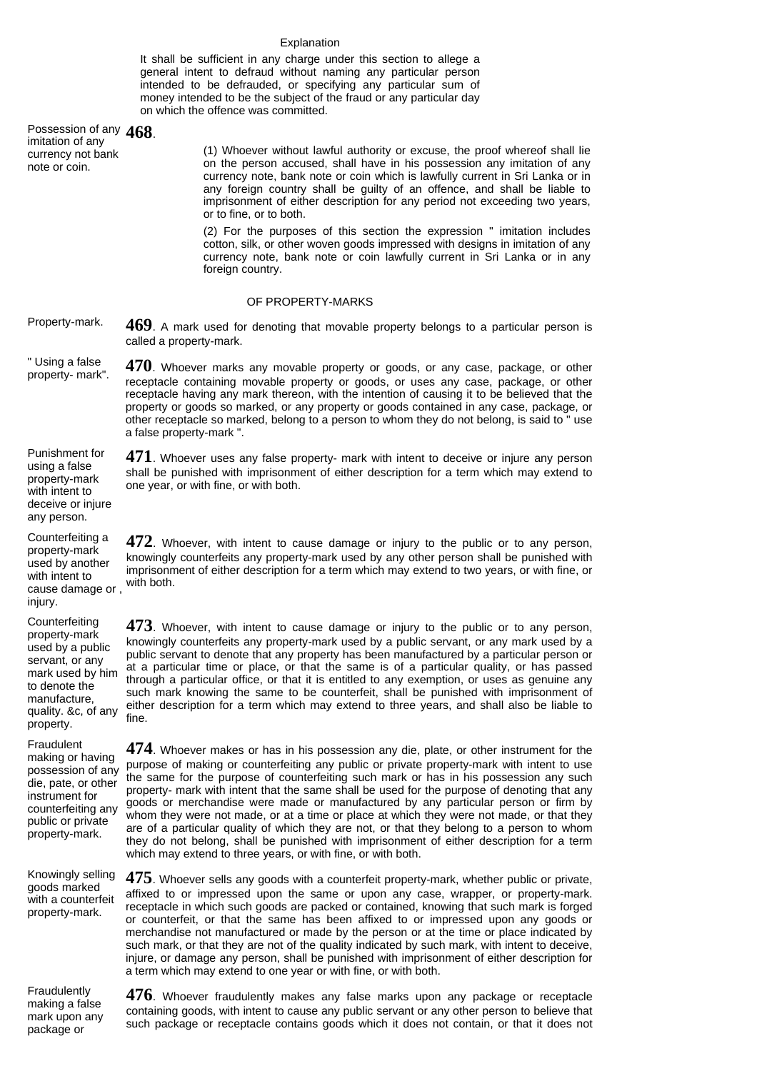Explanation

It shall be sufficient in any charge under this section to allege a general intent to defraud without naming any particular person intended to be defrauded, or specifying any particular sum of money intended to be the subject of the fraud or any particular day on which the offence was committed.

Possession of any imitation of any currency not bank note or coin.

**468**.

(1) Whoever without lawful authority or excuse, the proof whereof shall lie on the person accused, shall have in his possession any imitation of any currency note, bank note or coin which is lawfully current in Sri Lanka or in any foreign country shall be guilty of an offence, and shall be liable to imprisonment of either description for any period not exceeding two years, or to fine, or to both.

(2) For the purposes of this section the expression " imitation includes cotton, silk, or other woven goods impressed with designs in imitation of any currency note, bank note or coin lawfully current in Sri Lanka or in any foreign country.

OF PROPERTY-MARKS

Property-mark.

**469**. A mark used for denoting that movable property belongs to a particular person is called a property-mark.

" Using a false property- mark".

**470**. Whoever marks any movable property or goods, or any case, package, or other receptacle containing movable property or goods, or uses any case, package, or other receptacle having any mark thereon, with the intention of causing it to be believed that the property or goods so marked, or any property or goods contained in any case, package, or other receptacle so marked, belong to a person to whom they do not belong, is said to " use a false property-mark ".

Punishment for using a false property-mark with intent to deceive or injure any person.

**471**. Whoever uses any false property- mark with intent to deceive or injure any person shall be punished with imprisonment of either description for a term which may extend to one year, or with fine, or with both.

Counterfeiting a property-mark used by another with intent to cause damage or , injury.

**472**. Whoever, with intent to cause damage or injury to the public or to any person, knowingly counterfeits any property-mark used by any other person shall be punished with imprisonment of either description for a term which may extend to two years, or with fine, or with both.

Counterfeiting property-mark used by a public servant, or any mark used by him to denote the manufacture, quality. &c, of any property.

**473**. Whoever, with intent to cause damage or injury to the public or to any person, knowingly counterfeits any property-mark used by a public servant, or any mark used by a public servant to denote that any property has been manufactured by a particular person or at a particular time or place, or that the same is of a particular quality, or has passed through a particular office, or that it is entitled to any exemption, or uses as genuine any such mark knowing the same to be counterfeit, shall be punished with imprisonment of either description for a term which may extend to three years, and shall also be liable to fine.

Fraudulent making or having possession of any die, pate, or other instrument for counterfeiting any public or private property-mark.

**474**. Whoever makes or has in his possession any die, plate, or other instrument for the purpose of making or counterfeiting any public or private property-mark with intent to use the same for the purpose of counterfeiting such mark or has in his possession any such property- mark with intent that the same shall be used for the purpose of denoting that any goods or merchandise were made or manufactured by any particular person or firm by whom they were not made, or at a time or place at which they were not made, or that they are of a particular quality of which they are not, or that they belong to a person to whom they do not belong, shall be punished with imprisonment of either description for a term which may extend to three years, or with fine, or with both.

Knowingly selling goods marked with a counterfeit property-mark.

**475**. Whoever sells any goods with a counterfeit property-mark, whether public or private, affixed to or impressed upon the same or upon any case, wrapper, or property-mark. receptacle in which such goods are packed or contained, knowing that such mark is forged or counterfeit, or that the same has been affixed to or impressed upon any goods or merchandise not manufactured or made by the person or at the time or place indicated by such mark, or that they are not of the quality indicated by such mark, with intent to deceive, injure, or damage any person, shall be punished with imprisonment of either description for a term which may extend to one year or with fine, or with both.

Fraudulently making a false mark upon any package or

**476**. Whoever fraudulently makes any false marks upon any package or receptacle containing goods, with intent to cause any public servant or any other person to believe that such package or receptacle contains goods which it does not contain, or that it does not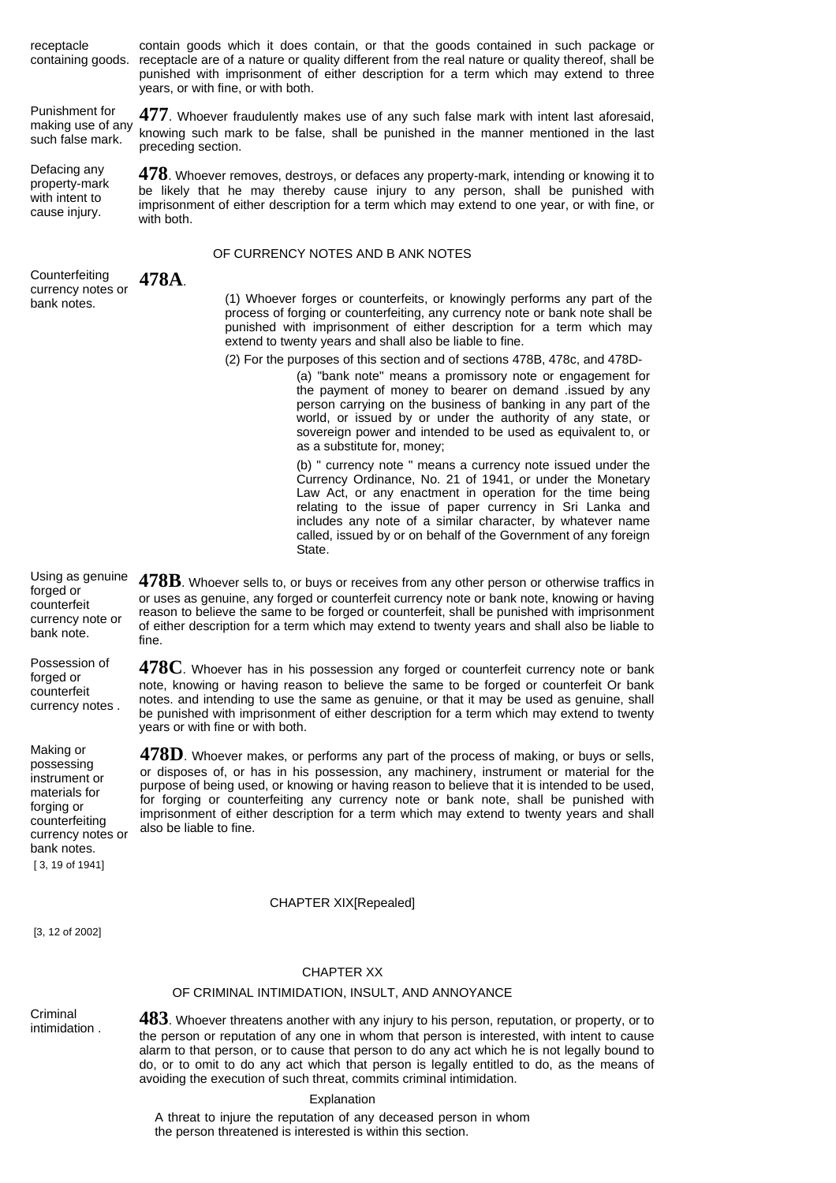receptacle containing goods. contain goods which it does contain, or that the goods contained in such package or receptacle are of a nature or quality different from the real nature or quality thereof, shall be punished with imprisonment of either description for a term which may extend to three years, or with fine, or with both.

Punishment for making use of any such false mark.

**477**. Whoever fraudulently makes use of any such false mark with intent last aforesaid, knowing such mark to be false, shall be punished in the manner mentioned in the last preceding section.

Defacing any property-mark with intent to cause injury.

**478**. Whoever removes, destroys, or defaces any property-mark, intending or knowing it to be likely that he may thereby cause injury to any person, shall be punished with imprisonment of either description for a term which may extend to one year, or with fine, or with both.

OF CURRENCY NOTES AND B ANK NOTES

Counterfeiting currency notes or bank notes.

**478A**.

(1) Whoever forges or counterfeits, or knowingly performs any part of the process of forging or counterfeiting, any currency note or bank note shall be punished with imprisonment of either description for a term which may extend to twenty years and shall also be liable to fine.

(2) For the purposes of this section and of sections 478B, 478c, and 478D-

(a) "bank note" means a promissory note or engagement for the payment of money to bearer on demand .issued by any person carrying on the business of banking in any part of the world, or issued by or under the authority of any state, or sovereign power and intended to be used as equivalent to, or as a substitute for, money;

(b) " currency note " means a currency note issued under the Currency Ordinance, No. 21 of 1941, or under the Monetary Law Act, or any enactment in operation for the time being relating to the issue of paper currency in Sri Lanka and includes any note of a similar character, by whatever name called, issued by or on behalf of the Government of any foreign State.

Using as genuine forged or counterfeit currency note or bank note.

**478B**. Whoever sells to, or buys or receives from any other person or otherwise traffics in or uses as genuine, any forged or counterfeit currency note or bank note, knowing or having reason to believe the same to be forged or counterfeit, shall be punished with imprisonment of either description for a term which may extend to twenty years and shall also be liable to fine.

Possession of forged or counterfeit currency notes .

**478C**. Whoever has in his possession any forged or counterfeit currency note or bank note, knowing or having reason to believe the same to be forged or counterfeit Or bank notes. and intending to use the same as genuine, or that it may be used as genuine, shall be punished with imprisonment of either description for a term which may extend to twenty years or with fine or with both.

Making or possessing instrument or materials for forging or counterfeiting currency notes or bank notes.
[ 3, 19 of 1941]

**478D**. Whoever makes, or performs any part of the process of making, or buys or sells, or disposes of, or has in his possession, any machinery, instrument or material for the purpose of being used, or knowing or having reason to believe that it is intended to be used, for forging or counterfeiting any currency note or bank note, shall be punished with imprisonment of either description for a term which may extend to twenty years and shall also be liable to fine.

CHAPTER XIX[Repealed]

[3, 12 of 2002]

## CHAPTER XX

## OF CRIMINAL INTIMIDATION, INSULT, AND ANNOYANCE

Criminal intimidation .

**483**. Whoever threatens another with any injury to his person, reputation, or property, or to the person or reputation of any one in whom that person is interested, with intent to cause alarm to that person, or to cause that person to do any act which he is not legally bound to do, or to omit to do any act which that person is legally entitled to do, as the means of avoiding the execution of such threat, commits criminal intimidation.

Explanation

A threat to injure the reputation of any deceased person in whom the person threatened is interested is within this section.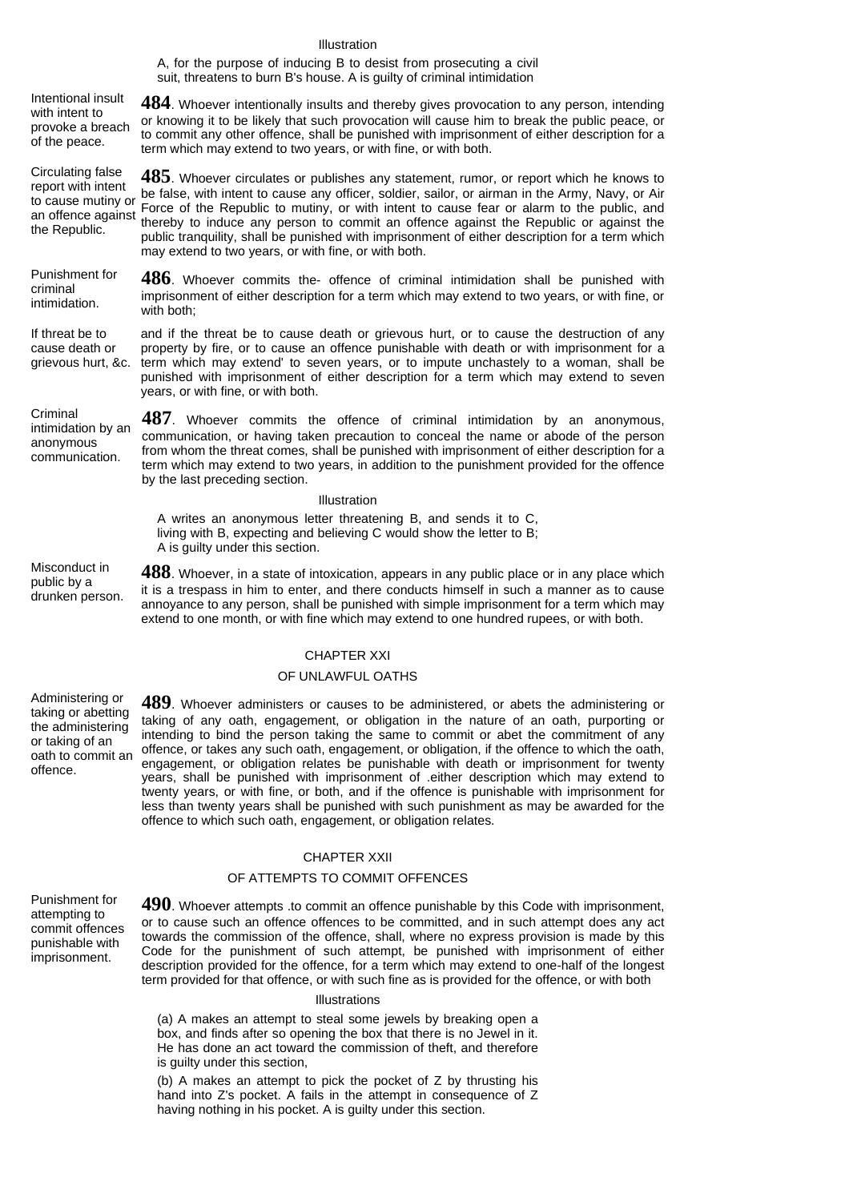Illustration

A, for the purpose of inducing B to desist from prosecuting a civil suit, threatens to burn B's house. A is guilty of criminal intimidation

Intentional insult with intent to provoke a breach of the peace.

**484**. Whoever intentionally insults and thereby gives provocation to any person, intending or knowing it to be likely that such provocation will cause him to break the public peace, or to commit any other offence, shall be punished with imprisonment of either description for a term which may extend to two years, or with fine, or with both.

Circulating false report with intent to cause mutiny or an offence against the Republic.

**485**. Whoever circulates or publishes any statement, rumor, or report which he knows to be false, with intent to cause any officer, soldier, sailor, or airman in the Army, Navy, or Air Force of the Republic to mutiny, or with intent to cause fear or alarm to the public, and thereby to induce any person to commit an offence against the Republic or against the public tranquility, shall be punished with imprisonment of either description for a term which may extend to two years, or with fine, or with both.

Punishment for criminal intimidation.

**486**. Whoever commits the- offence of criminal intimidation shall be punished with imprisonment of either description for a term which may extend to two years, or with fine, or with both;

If threat be to cause death or grievous hurt, &c.

and if the threat be to cause death or grievous hurt, or to cause the destruction of any property by fire, or to cause an offence punishable with death or with imprisonment for a term which may extend' to seven years, or to impute unchastely to a woman, shall be punished with imprisonment of either description for a term which may extend to seven years, or with fine, or with both.

Criminal intimidation by an anonymous communication.

**487**. Whoever commits the offence of criminal intimidation by an anonymous, communication, or having taken precaution to conceal the name or abode of the person from whom the threat comes, shall be punished with imprisonment of either description for a term which may extend to two years, in addition to the punishment provided for the offence by the last preceding section.

Illustration

A writes an anonymous letter threatening B, and sends it to C, living with B, expecting and believing C would show the letter to B; A is guilty under this section.

Misconduct in public by a drunken person.

**488**. Whoever, in a state of intoxication, appears in any public place or in any place which it is a trespass in him to enter, and there conducts himself in such a manner as to cause annoyance to any person, shall be punished with simple imprisonment for a term which may extend to one month, or with fine which may extend to one hundred rupees, or with both.

## CHAPTER XXI

## OF UNLAWFUL OATHS

Administering or taking or abetting the administering or taking of an oath to commit an offence.

**489**. Whoever administers or causes to be administered, or abets the administering or taking of any oath, engagement, or obligation in the nature of an oath, purporting or intending to bind the person taking the same to commit or abet the commitment of any offence, or takes any such oath, engagement, or obligation, if the offence to which the oath, engagement, or obligation relates be punishable with death or imprisonment for twenty years, shall be punished with imprisonment of .either description which may extend to twenty years, or with fine, or both, and if the offence is punishable with imprisonment for less than twenty years shall be punished with such punishment as may be awarded for the offence to which such oath, engagement, or obligation relates.

## CHAPTER XXII

## OF ATTEMPTS TO COMMIT OFFENCES

Punishment for attempting to commit offences punishable with imprisonment.

**490**. Whoever attempts .to commit an offence punishable by this Code with imprisonment, or to cause such an offence offences to be committed, and in such attempt does any act towards the commission of the offence, shall, where no express provision is made by this Code for the punishment of such attempt, be punished with imprisonment of either description provided for the offence, for a term which may extend to one-half of the longest term provided for that offence, or with such fine as is provided for the offence, or with both

Illustrations

(a) A makes an attempt to steal some jewels by breaking open a box, and finds after so opening the box that there is no Jewel in it. He has done an act toward the commission of theft, and therefore is guilty under this section,

(b) A makes an attempt to pick the pocket of Z by thrusting his hand into Z's pocket. A fails in the attempt in consequence of Z having nothing in his pocket. A is guilty under this section.